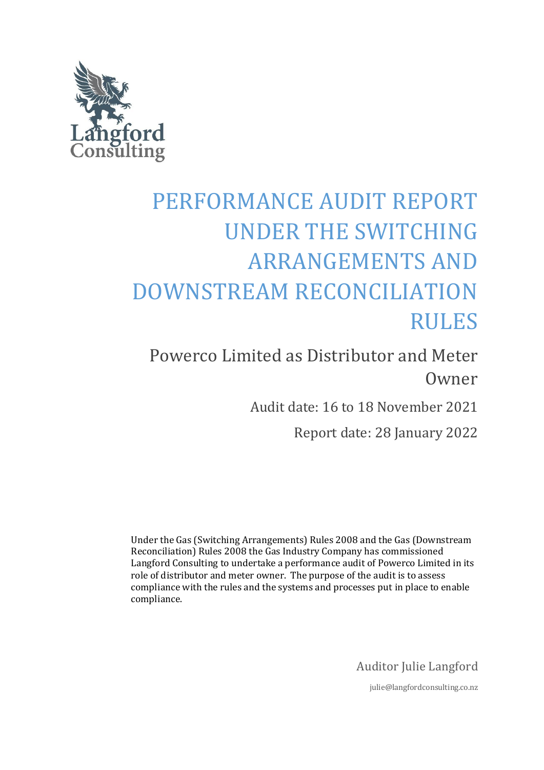Langford Consulting

# PERFORMANCE AUDIT REPORT UNDER THE SWITCHING ARRANGEMENTS AND DOWNSTREAM RECONCILIATION RULES

## Powerco Limited as Distributor and Meter Owner

Audit date: 16 to 18 November 2021

Report date: 28 January 2022

Under the Gas (Switching Arrangements) Rules 2008 and the Gas (Downstream Reconciliation) Rules 2008 the Gas Industry Company has commissioned Langford Consulting to undertake a performance audit of Powerco Limited in its role of distributor and meter owner. The purpose of the audit is to assess compliance with the rules and the systems and processes put in place to enable compliance.

Auditor Julie Langford

julie@langfordconsulting.co.nz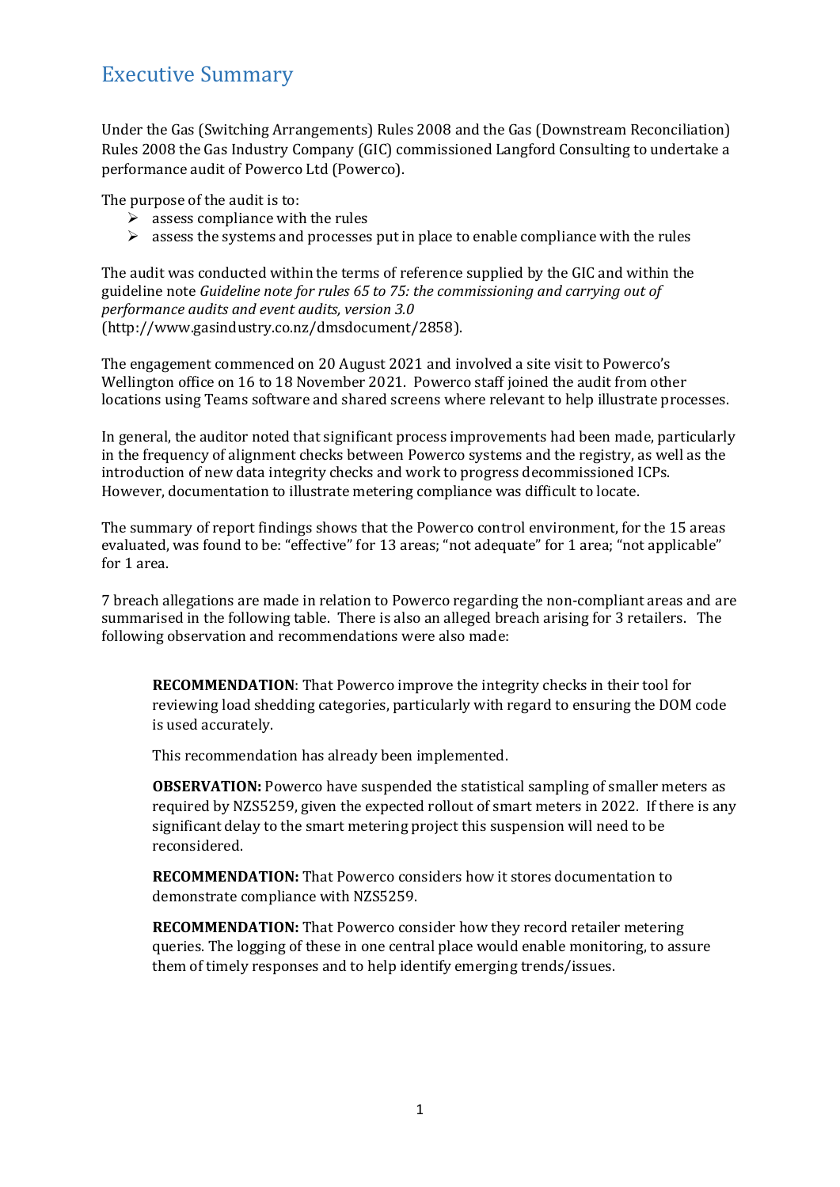# Executive Summary

Under the Gas (Switching Arrangements) Rules 2008 and the Gas (Downstream Reconciliation) Rules 2008 the Gas Industry Company (GIC) commissioned Langford Consulting to undertake a performance audit of Powerco Ltd (Powerco).

The purpose of the audit is to:

- assess compliance with the rules
- assess the systems and processes put in place to enable compliance with the rules

The audit was conducted within the terms of reference supplied by the GIC and within the guideline note *Guideline note for rules 65 to 75: the commissioning and carrying out of performance audits and event audits, version 3.0* (http://www.gasindustry.co.nz/dmsdocument/2858).

The engagement commenced on 20 August 2021 and involved a site visit to Powerco's Wellington office on 16 to 18 November 2021. Powerco staff joined the audit from other locations using Teams software and shared screens where relevant to help illustrate processes.

In general, the auditor noted that significant process improvements had been made, particularly in the frequency of alignment checks between Powerco systems and the registry, as well as the introduction of new data integrity checks and work to progress decommissioned ICPs. However, documentation to illustrate metering compliance was difficult to locate.

The summary of report findings shows that the Powerco control environment, for the 15 areas evaluated, was found to be: "effective" for 13 areas; "not adequate" for 1 area; "not applicable" for 1 area.

7 breach allegations are made in relation to Powerco regarding the non-compliant areas and are summarised in the following table. There is also an alleged breach arising for 3 retailers. The following observation and recommendations were also made:

> **RECOMMENDATION**: That Powerco improve the integrity checks in their tool for reviewing load shedding categories, particularly with regard to ensuring the DOM code is used accurately.
>
> This recommendation has already been implemented.
>
> **OBSERVATION:** Powerco have suspended the statistical sampling of smaller meters as required by NZS5259, given the expected rollout of smart meters in 2022. If there is any significant delay to the smart metering project this suspension will need to be reconsidered.
>
> **RECOMMENDATION:** That Powerco considers how it stores documentation to demonstrate compliance with NZS5259.
>
> **RECOMMENDATION:** That Powerco consider how they record retailer metering queries. The logging of these in one central place would enable monitoring, to assure them of timely responses and to help identify emerging trends/issues.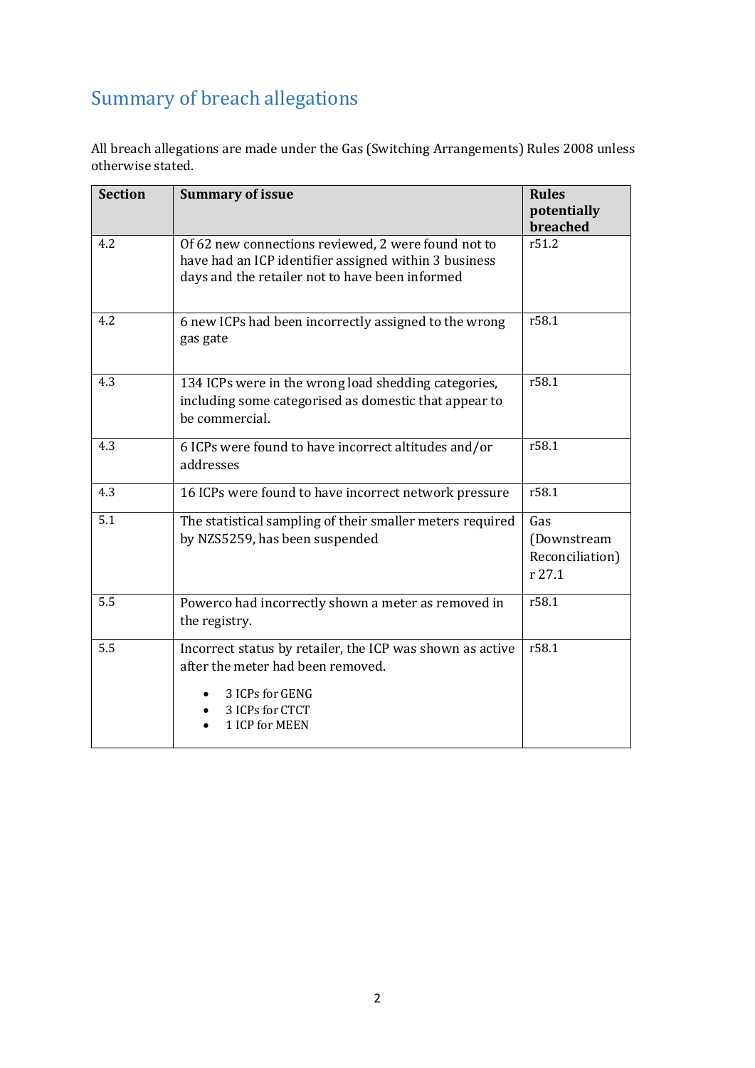## Summary of breach allegations

All breach allegations are made under the Gas (Switching Arrangements) Rules 2008 unless otherwise stated.

| Section | Summary of issue | Rules potentially breached |
|---|---|---|
| 4.2 | Of 62 new connections reviewed, 2 were found not to have had an ICP identifier assigned within 3 business days and the retailer not to have been informed | r51.2 |
| 4.2 | 6 new ICPs had been incorrectly assigned to the wrong gas gate | r58.1 |
| 4.3 | 134 ICPs were in the wrong load shedding categories, including some categorised as domestic that appear to be commercial. | r58.1 |
| 4.3 | 6 ICPs were found to have incorrect altitudes and/or addresses | r58.1 |
| 4.3 | 16 ICPs were found to have incorrect network pressure | r58.1 |
| 5.1 | The statistical sampling of their smaller meters required by NZS5259, has been suspended | Gas (Downstream Reconciliation) r 27.1 |
| 5.5 | Powerco had incorrectly shown a meter as removed in the registry. | r58.1 |
| 5.5 | Incorrect status by retailer, the ICP was shown as active after the meter had been removed.<br>• 3 ICPs for GENG<br>• 3 ICPs for CTCT<br>• 1 ICP for MEEN | r58.1 |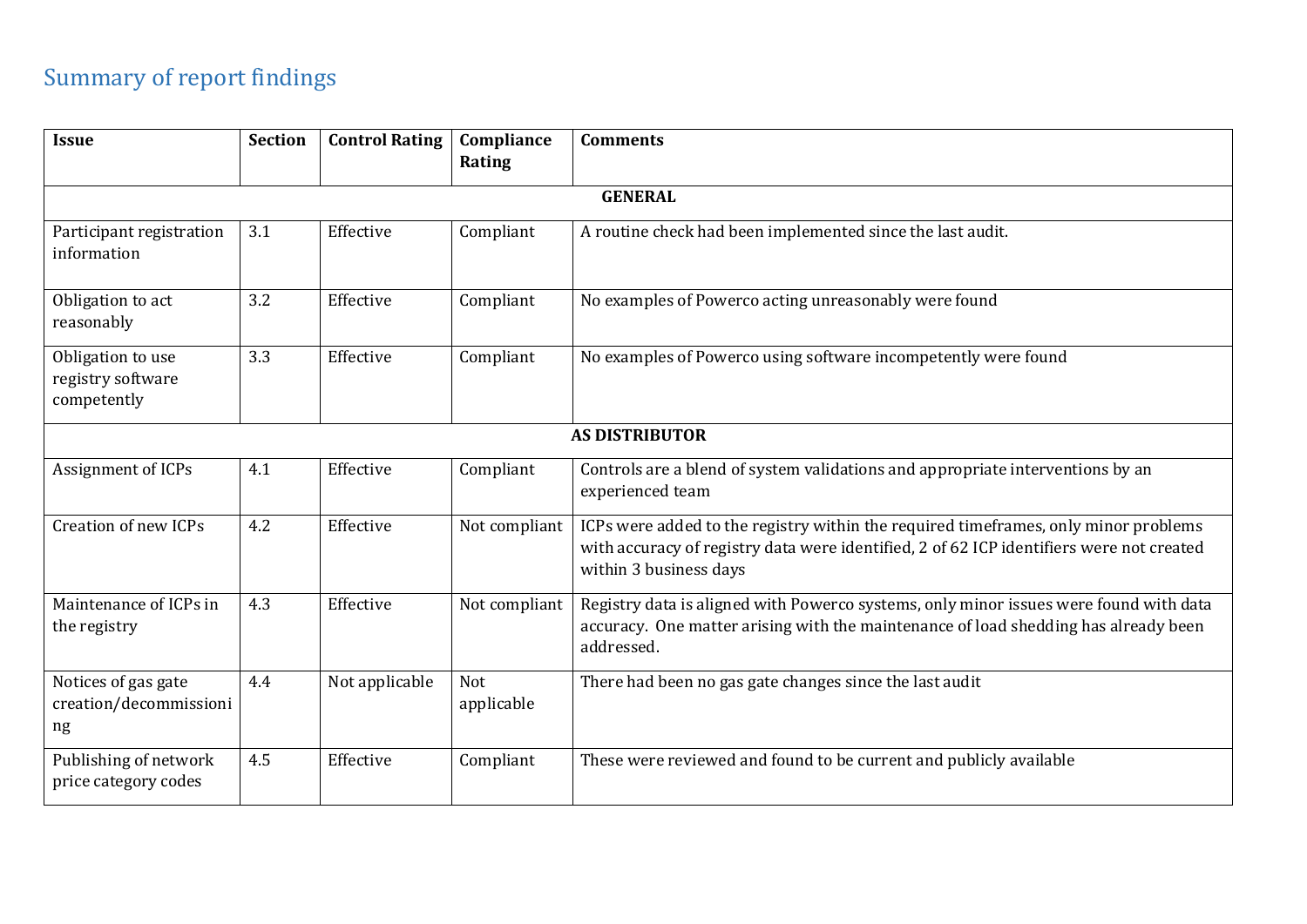## Summary of report findings

| Issue | Section | Control Rating | Compliance Rating | Comments |
|---|---|---|---|---|
| **GENERAL** | | | | |
| Participant registration information | 3.1 | Effective | Compliant | A routine check had been implemented since the last audit. |
| Obligation to act reasonably | 3.2 | Effective | Compliant | No examples of Powerco acting unreasonably were found |
| Obligation to use registry software competently | 3.3 | Effective | Compliant | No examples of Powerco using software incompetently were found |
| **AS DISTRIBUTOR** | | | | |
| Assignment of ICPs | 4.1 | Effective | Compliant | Controls are a blend of system validations and appropriate interventions by an experienced team |
| Creation of new ICPs | 4.2 | Effective | Not compliant | ICPs were added to the registry within the required timeframes, only minor problems with accuracy of registry data were identified, 2 of 62 ICP identifiers were not created within 3 business days |
| Maintenance of ICPs in the registry | 4.3 | Effective | Not compliant | Registry data is aligned with Powerco systems, only minor issues were found with data accuracy. One matter arising with the maintenance of load shedding has already been addressed. |
| Notices of gas gate creation/decommissioning | 4.4 | Not applicable | Not applicable | There had been no gas gate changes since the last audit |
| Publishing of network price category codes | 4.5 | Effective | Compliant | These were reviewed and found to be current and publicly available |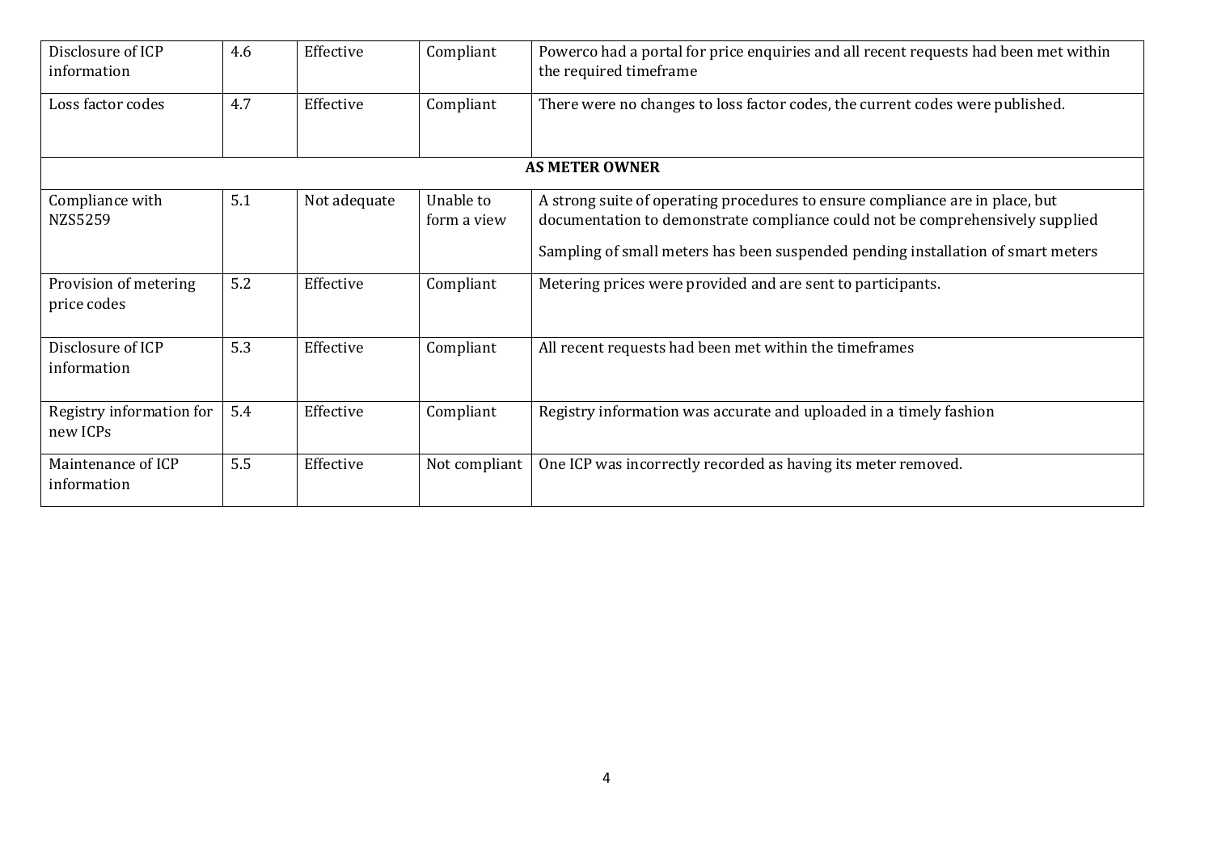| | | | | |
|---|---|---|---|---|
| Disclosure of ICP information | 4.6 | Effective | Compliant | Powerco had a portal for price enquiries and all recent requests had been met within the required timeframe |
| Loss factor codes | 4.7 | Effective | Compliant | There were no changes to loss factor codes, the current codes were published. |
| **AS METER OWNER** | | | | |
| Compliance with NZS5259 | 5.1 | Not adequate | Unable to form a view | A strong suite of operating procedures to ensure compliance are in place, but documentation to demonstrate compliance could not be comprehensively supplied<br><br>Sampling of small meters has been suspended pending installation of smart meters |
| Provision of metering price codes | 5.2 | Effective | Compliant | Metering prices were provided and are sent to participants. |
| Disclosure of ICP information | 5.3 | Effective | Compliant | All recent requests had been met within the timeframes |
| Registry information for new ICPs | 5.4 | Effective | Compliant | Registry information was accurate and uploaded in a timely fashion |
| Maintenance of ICP information | 5.5 | Effective | Not compliant | One ICP was incorrectly recorded as having its meter removed. |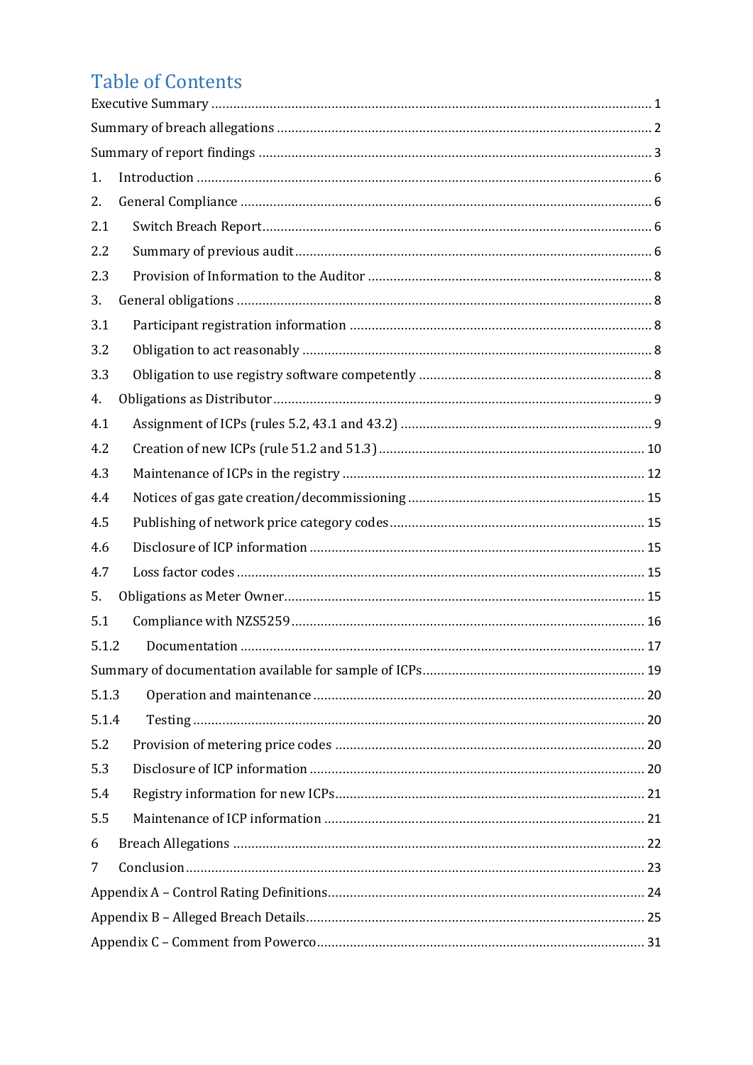# Table of Contents

Executive Summary ........................................................................................................ 1

Summary of breach allegations ...................................................................................... 2

Summary of report findings ........................................................................................... 3

1. Introduction ............................................................................................................. 6

2. General Compliance ................................................................................................. 6

2.1 Switch Breach Report ............................................................................................. 6

2.2 Summary of previous audit .................................................................................... 6

2.3 Provision of Information to the Auditor ................................................................. 8

3. General obligations .................................................................................................. 8

3.1 Participant registration information ....................................................................... 8

3.2 Obligation to act reasonably ................................................................................... 8

3.3 Obligation to use registry software competently ................................................... 8

4. Obligations as Distributor ........................................................................................ 9

4.1 Assignment of ICPs (rules 5.2, 43.1 and 43.2) ........................................................ 9

4.2 Creation of new ICPs (rule 51.2 and 51.3) ............................................................ 10

4.3 Maintenance of ICPs in the registry ..................................................................... 12

4.4 Notices of gas gate creation/decommissioning .................................................... 15

4.5 Publishing of network price category codes ......................................................... 15

4.6 Disclosure of ICP information .............................................................................. 15

4.7 Loss factor codes .................................................................................................. 15

5. Obligations as Meter Owner .................................................................................... 15

5.1 Compliance with NZS5259 .................................................................................... 16

5.1.2 Documentation .................................................................................................. 17

Summary of documentation available for sample of ICPs ............................................ 19

5.1.3 Operation and maintenance .............................................................................. 20

5.1.4 Testing ............................................................................................................... 20

5.2 Provision of metering price codes ........................................................................ 20

5.3 Disclosure of ICP information .............................................................................. 20

5.4 Registry information for new ICPs ........................................................................ 21

5.5 Maintenance of ICP information .......................................................................... 21

6 Breach Allegations ..................................................................................................... 22

7 Conclusion .................................................................................................................. 23

Appendix A – Control Rating Definitions ...................................................................... 24

Appendix B – Alleged Breach Details ............................................................................ 25

Appendix C – Comment from Powerco ......................................................................... 31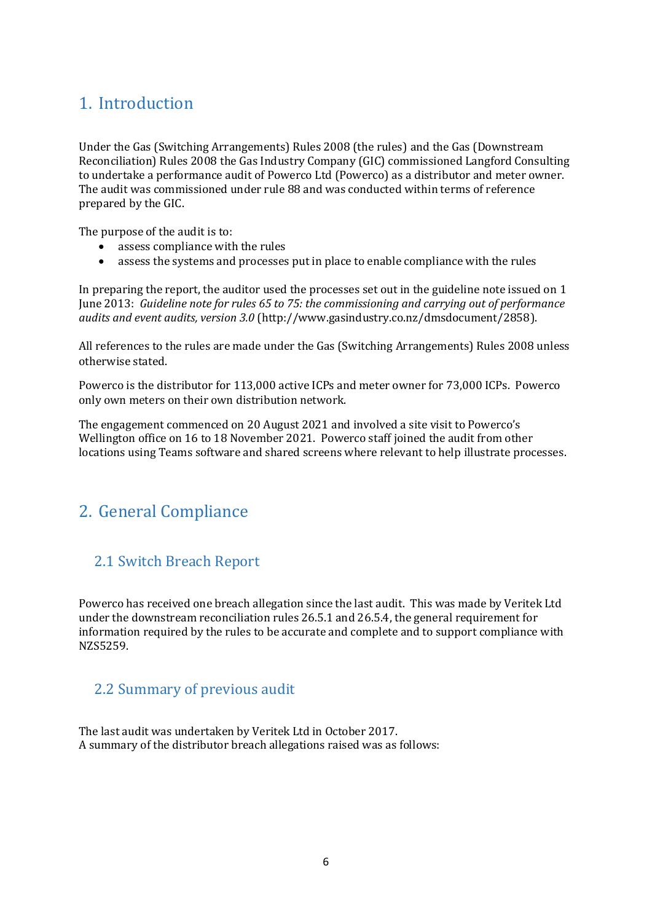# 1. Introduction

Under the Gas (Switching Arrangements) Rules 2008 (the rules) and the Gas (Downstream Reconciliation) Rules 2008 the Gas Industry Company (GIC) commissioned Langford Consulting to undertake a performance audit of Powerco Ltd (Powerco) as a distributor and meter owner. The audit was commissioned under rule 88 and was conducted within terms of reference prepared by the GIC.

The purpose of the audit is to:

- assess compliance with the rules
- assess the systems and processes put in place to enable compliance with the rules

In preparing the report, the auditor used the processes set out in the guideline note issued on 1 June 2013: *Guideline note for rules 65 to 75: the commissioning and carrying out of performance audits and event audits, version 3.0* (http://www.gasindustry.co.nz/dmsdocument/2858).

All references to the rules are made under the Gas (Switching Arrangements) Rules 2008 unless otherwise stated.

Powerco is the distributor for 113,000 active ICPs and meter owner for 73,000 ICPs. Powerco only own meters on their own distribution network.

The engagement commenced on 20 August 2021 and involved a site visit to Powerco's Wellington office on 16 to 18 November 2021. Powerco staff joined the audit from other locations using Teams software and shared screens where relevant to help illustrate processes.

# 2. General Compliance

## 2.1 Switch Breach Report

Powerco has received one breach allegation since the last audit. This was made by Veritek Ltd under the downstream reconciliation rules 26.5.1 and 26.5.4, the general requirement for information required by the rules to be accurate and complete and to support compliance with NZS5259.

## 2.2 Summary of previous audit

The last audit was undertaken by Veritek Ltd in October 2017.
A summary of the distributor breach allegations raised was as follows: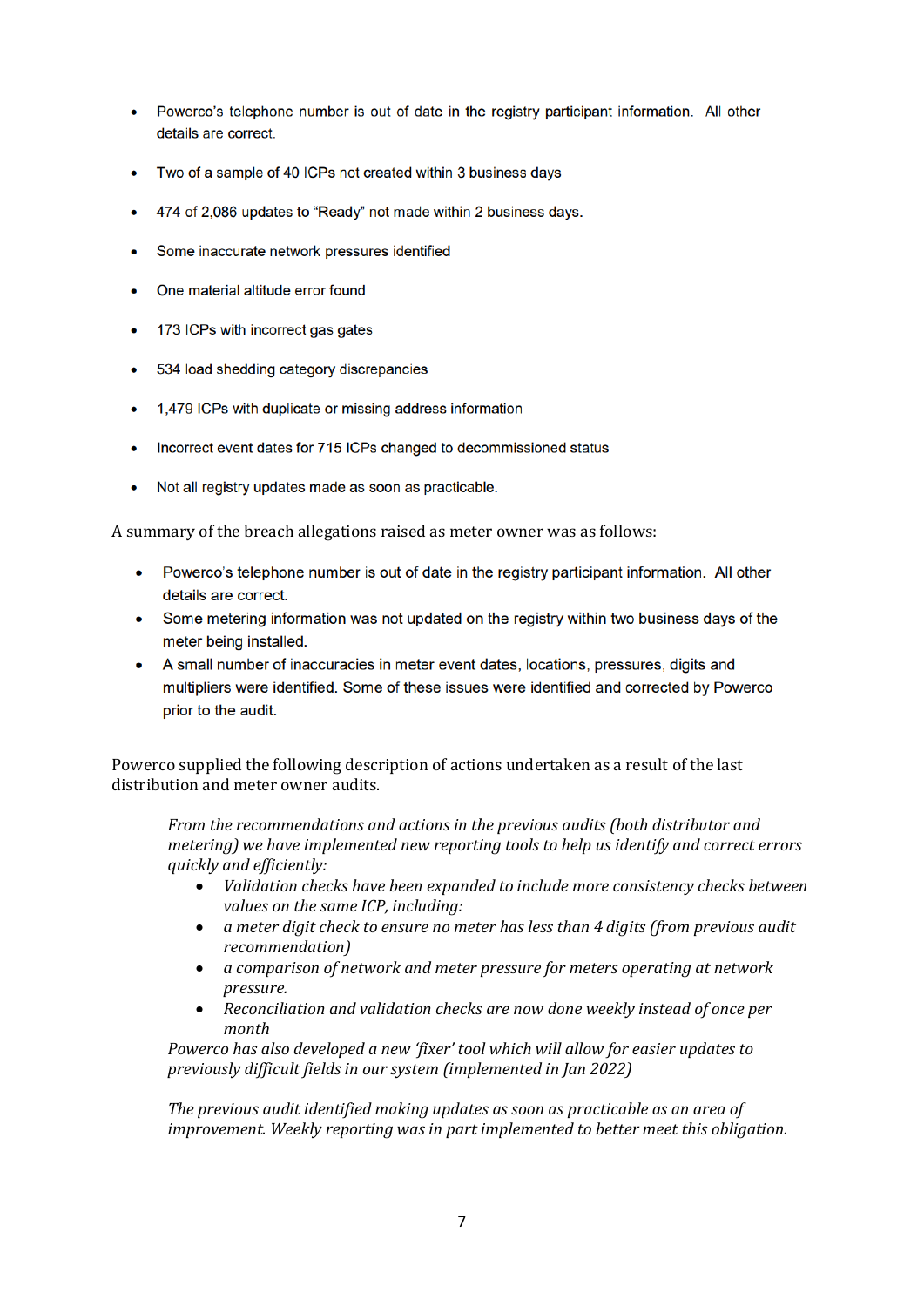- Powerco's telephone number is out of date in the registry participant information. All other details are correct.
- Two of a sample of 40 ICPs not created within 3 business days
- 474 of 2,086 updates to "Ready" not made within 2 business days.
- Some inaccurate network pressures identified
- One material altitude error found
- 173 ICPs with incorrect gas gates
- 534 load shedding category discrepancies
- 1,479 ICPs with duplicate or missing address information
- Incorrect event dates for 715 ICPs changed to decommissioned status
- Not all registry updates made as soon as practicable.

A summary of the breach allegations raised as meter owner was as follows:

- Powerco's telephone number is out of date in the registry participant information. All other details are correct.
- Some metering information was not updated on the registry within two business days of the meter being installed.
- A small number of inaccuracies in meter event dates, locations, pressures, digits and multipliers were identified. Some of these issues were identified and corrected by Powerco prior to the audit.

Powerco supplied the following description of actions undertaken as a result of the last distribution and meter owner audits.

> *From the recommendations and actions in the previous audits (both distributor and metering) we have implemented new reporting tools to help us identify and correct errors quickly and efficiently:*
>
> - *Validation checks have been expanded to include more consistency checks between values on the same ICP, including:*
> - *a meter digit check to ensure no meter has less than 4 digits (from previous audit recommendation)*
> - *a comparison of network and meter pressure for meters operating at network pressure.*
> - *Reconciliation and validation checks are now done weekly instead of once per month*
>
> *Powerco has also developed a new 'fixer' tool which will allow for easier updates to previously difficult fields in our system (implemented in Jan 2022)*
>
> *The previous audit identified making updates as soon as practicable as an area of improvement. Weekly reporting was in part implemented to better meet this obligation.*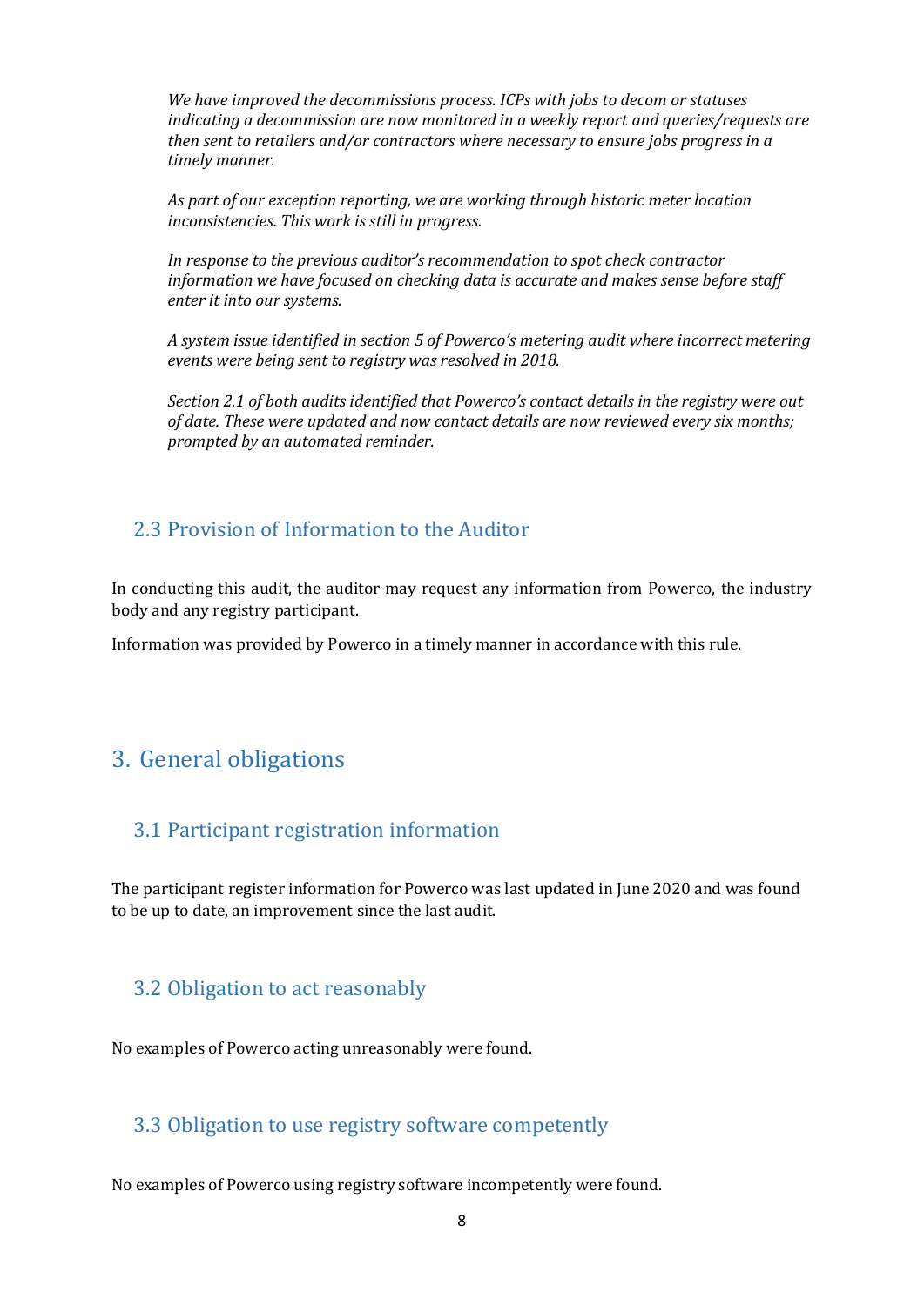*We have improved the decommissions process. ICPs with jobs to decom or statuses indicating a decommission are now monitored in a weekly report and queries/requests are then sent to retailers and/or contractors where necessary to ensure jobs progress in a timely manner.*

*As part of our exception reporting, we are working through historic meter location inconsistencies. This work is still in progress.*

*In response to the previous auditor's recommendation to spot check contractor information we have focused on checking data is accurate and makes sense before staff enter it into our systems.*

*A system issue identified in section 5 of Powerco's metering audit where incorrect metering events were being sent to registry was resolved in 2018.*

*Section 2.1 of both audits identified that Powerco's contact details in the registry were out of date. These were updated and now contact details are now reviewed every six months; prompted by an automated reminder.*

## 2.3 Provision of Information to the Auditor

In conducting this audit, the auditor may request any information from Powerco, the industry body and any registry participant.

Information was provided by Powerco in a timely manner in accordance with this rule.

# 3. General obligations

## 3.1 Participant registration information

The participant register information for Powerco was last updated in June 2020 and was found to be up to date, an improvement since the last audit.

## 3.2 Obligation to act reasonably

No examples of Powerco acting unreasonably were found.

## 3.3 Obligation to use registry software competently

No examples of Powerco using registry software incompetently were found.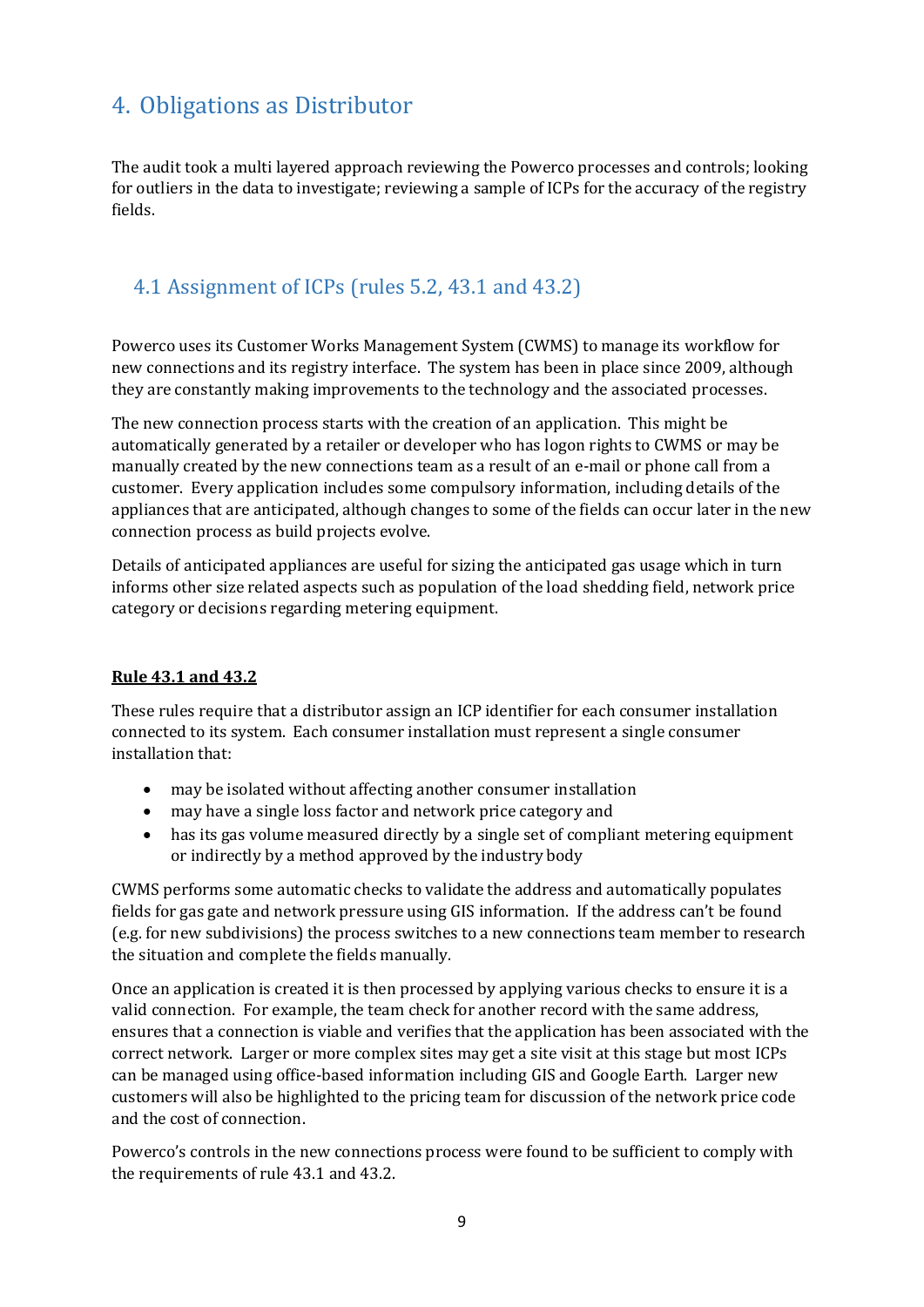# 4. Obligations as Distributor

The audit took a multi layered approach reviewing the Powerco processes and controls; looking for outliers in the data to investigate; reviewing a sample of ICPs for the accuracy of the registry fields.

## 4.1 Assignment of ICPs (rules 5.2, 43.1 and 43.2)

Powerco uses its Customer Works Management System (CWMS) to manage its workflow for new connections and its registry interface. The system has been in place since 2009, although they are constantly making improvements to the technology and the associated processes.

The new connection process starts with the creation of an application. This might be automatically generated by a retailer or developer who has logon rights to CWMS or may be manually created by the new connections team as a result of an e-mail or phone call from a customer. Every application includes some compulsory information, including details of the appliances that are anticipated, although changes to some of the fields can occur later in the new connection process as build projects evolve.

Details of anticipated appliances are useful for sizing the anticipated gas usage which in turn informs other size related aspects such as population of the load shedding field, network price category or decisions regarding metering equipment.

**Rule 43.1 and 43.2**

These rules require that a distributor assign an ICP identifier for each consumer installation connected to its system. Each consumer installation must represent a single consumer installation that:

- may be isolated without affecting another consumer installation
- may have a single loss factor and network price category and
- has its gas volume measured directly by a single set of compliant metering equipment or indirectly by a method approved by the industry body

CWMS performs some automatic checks to validate the address and automatically populates fields for gas gate and network pressure using GIS information. If the address can't be found (e.g. for new subdivisions) the process switches to a new connections team member to research the situation and complete the fields manually.

Once an application is created it is then processed by applying various checks to ensure it is a valid connection. For example, the team check for another record with the same address, ensures that a connection is viable and verifies that the application has been associated with the correct network. Larger or more complex sites may get a site visit at this stage but most ICPs can be managed using office-based information including GIS and Google Earth. Larger new customers will also be highlighted to the pricing team for discussion of the network price code and the cost of connection.

Powerco's controls in the new connections process were found to be sufficient to comply with the requirements of rule 43.1 and 43.2.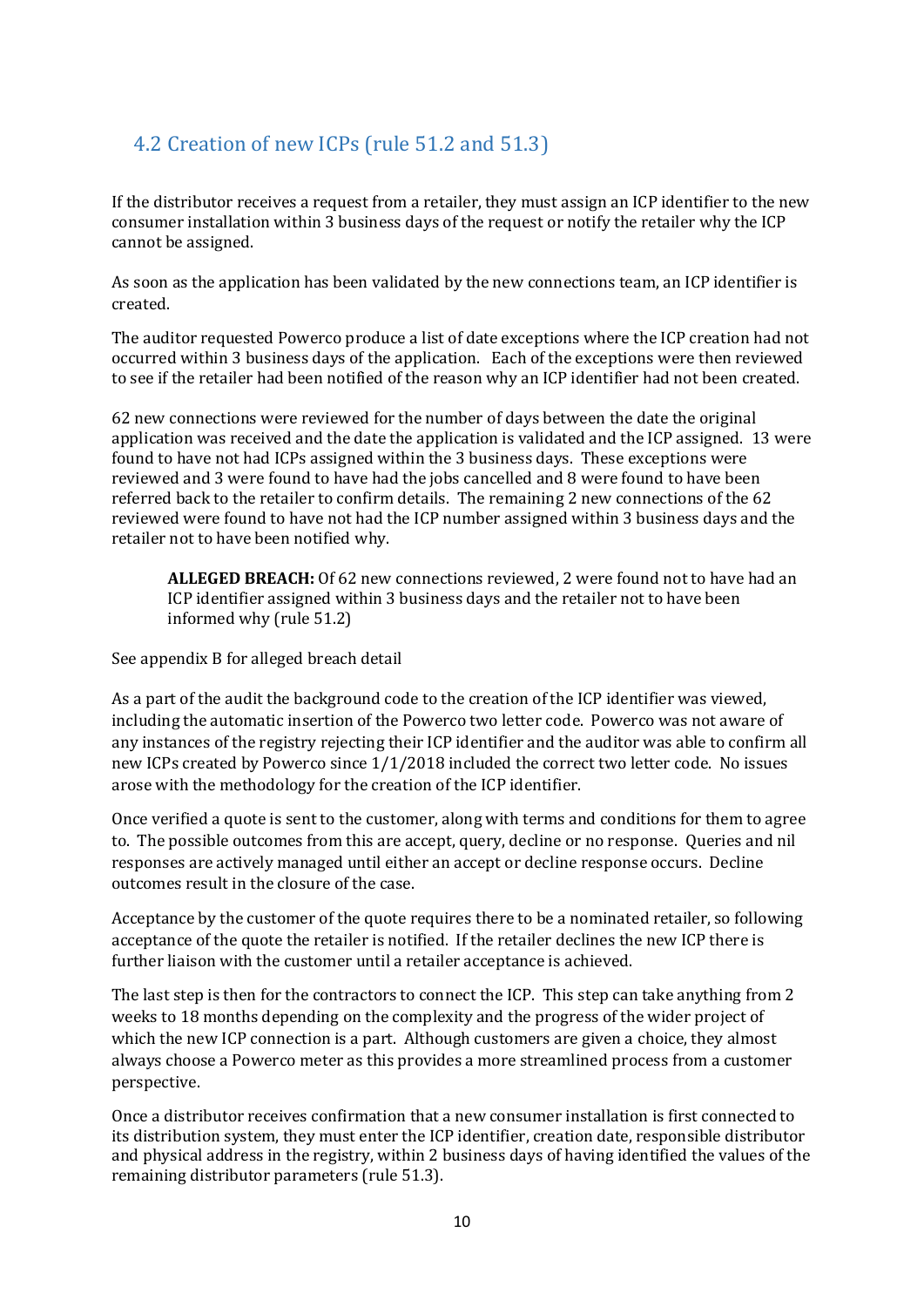## 4.2 Creation of new ICPs (rule 51.2 and 51.3)

If the distributor receives a request from a retailer, they must assign an ICP identifier to the new consumer installation within 3 business days of the request or notify the retailer why the ICP cannot be assigned.

As soon as the application has been validated by the new connections team, an ICP identifier is created.

The auditor requested Powerco produce a list of date exceptions where the ICP creation had not occurred within 3 business days of the application. Each of the exceptions were then reviewed to see if the retailer had been notified of the reason why an ICP identifier had not been created.

62 new connections were reviewed for the number of days between the date the original application was received and the date the application is validated and the ICP assigned. 13 were found to have not had ICPs assigned within the 3 business days. These exceptions were reviewed and 3 were found to have had the jobs cancelled and 8 were found to have been referred back to the retailer to confirm details. The remaining 2 new connections of the 62 reviewed were found to have not had the ICP number assigned within 3 business days and the retailer not to have been notified why.

> **ALLEGED BREACH:** Of 62 new connections reviewed, 2 were found not to have had an ICP identifier assigned within 3 business days and the retailer not to have been informed why (rule 51.2)

See appendix B for alleged breach detail

As a part of the audit the background code to the creation of the ICP identifier was viewed, including the automatic insertion of the Powerco two letter code. Powerco was not aware of any instances of the registry rejecting their ICP identifier and the auditor was able to confirm all new ICPs created by Powerco since 1/1/2018 included the correct two letter code. No issues arose with the methodology for the creation of the ICP identifier.

Once verified a quote is sent to the customer, along with terms and conditions for them to agree to. The possible outcomes from this are accept, query, decline or no response. Queries and nil responses are actively managed until either an accept or decline response occurs. Decline outcomes result in the closure of the case.

Acceptance by the customer of the quote requires there to be a nominated retailer, so following acceptance of the quote the retailer is notified. If the retailer declines the new ICP there is further liaison with the customer until a retailer acceptance is achieved.

The last step is then for the contractors to connect the ICP. This step can take anything from 2 weeks to 18 months depending on the complexity and the progress of the wider project of which the new ICP connection is a part. Although customers are given a choice, they almost always choose a Powerco meter as this provides a more streamlined process from a customer perspective.

Once a distributor receives confirmation that a new consumer installation is first connected to its distribution system, they must enter the ICP identifier, creation date, responsible distributor and physical address in the registry, within 2 business days of having identified the values of the remaining distributor parameters (rule 51.3).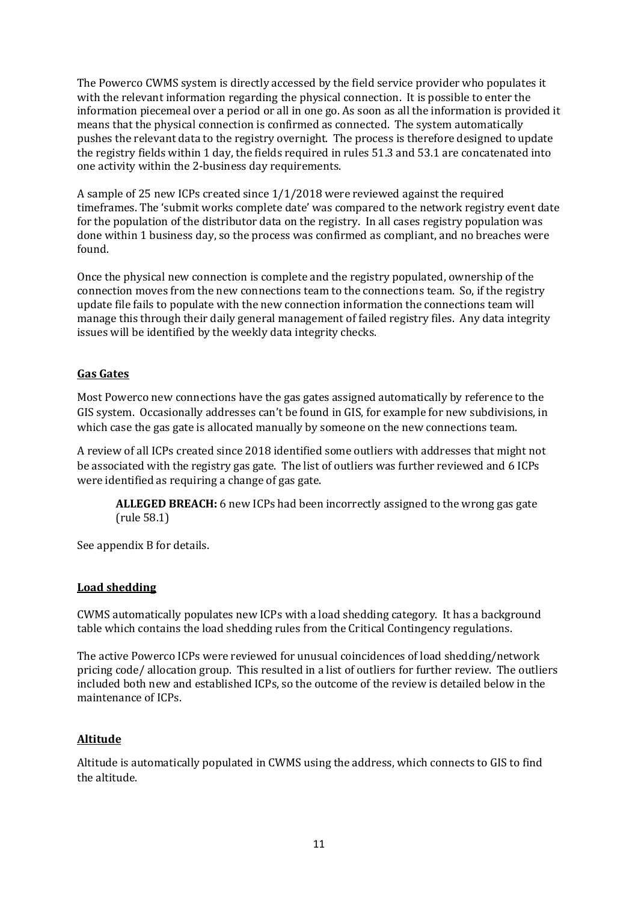The Powerco CWMS system is directly accessed by the field service provider who populates it with the relevant information regarding the physical connection. It is possible to enter the information piecemeal over a period or all in one go. As soon as all the information is provided it means that the physical connection is confirmed as connected. The system automatically pushes the relevant data to the registry overnight. The process is therefore designed to update the registry fields within 1 day, the fields required in rules 51.3 and 53.1 are concatenated into one activity within the 2-business day requirements.

A sample of 25 new ICPs created since 1/1/2018 were reviewed against the required timeframes. The 'submit works complete date' was compared to the network registry event date for the population of the distributor data on the registry. In all cases registry population was done within 1 business day, so the process was confirmed as compliant, and no breaches were found.

Once the physical new connection is complete and the registry populated, ownership of the connection moves from the new connections team to the connections team. So, if the registry update file fails to populate with the new connection information the connections team will manage this through their daily general management of failed registry files. Any data integrity issues will be identified by the weekly data integrity checks.

## Gas Gates

Most Powerco new connections have the gas gates assigned automatically by reference to the GIS system. Occasionally addresses can't be found in GIS, for example for new subdivisions, in which case the gas gate is allocated manually by someone on the new connections team.

A review of all ICPs created since 2018 identified some outliers with addresses that might not be associated with the registry gas gate. The list of outliers was further reviewed and 6 ICPs were identified as requiring a change of gas gate.

> **ALLEGED BREACH:** 6 new ICPs had been incorrectly assigned to the wrong gas gate (rule 58.1)

See appendix B for details.

## Load shedding

CWMS automatically populates new ICPs with a load shedding category. It has a background table which contains the load shedding rules from the Critical Contingency regulations.

The active Powerco ICPs were reviewed for unusual coincidences of load shedding/network pricing code/ allocation group. This resulted in a list of outliers for further review. The outliers included both new and established ICPs, so the outcome of the review is detailed below in the maintenance of ICPs.

## Altitude

Altitude is automatically populated in CWMS using the address, which connects to GIS to find the altitude.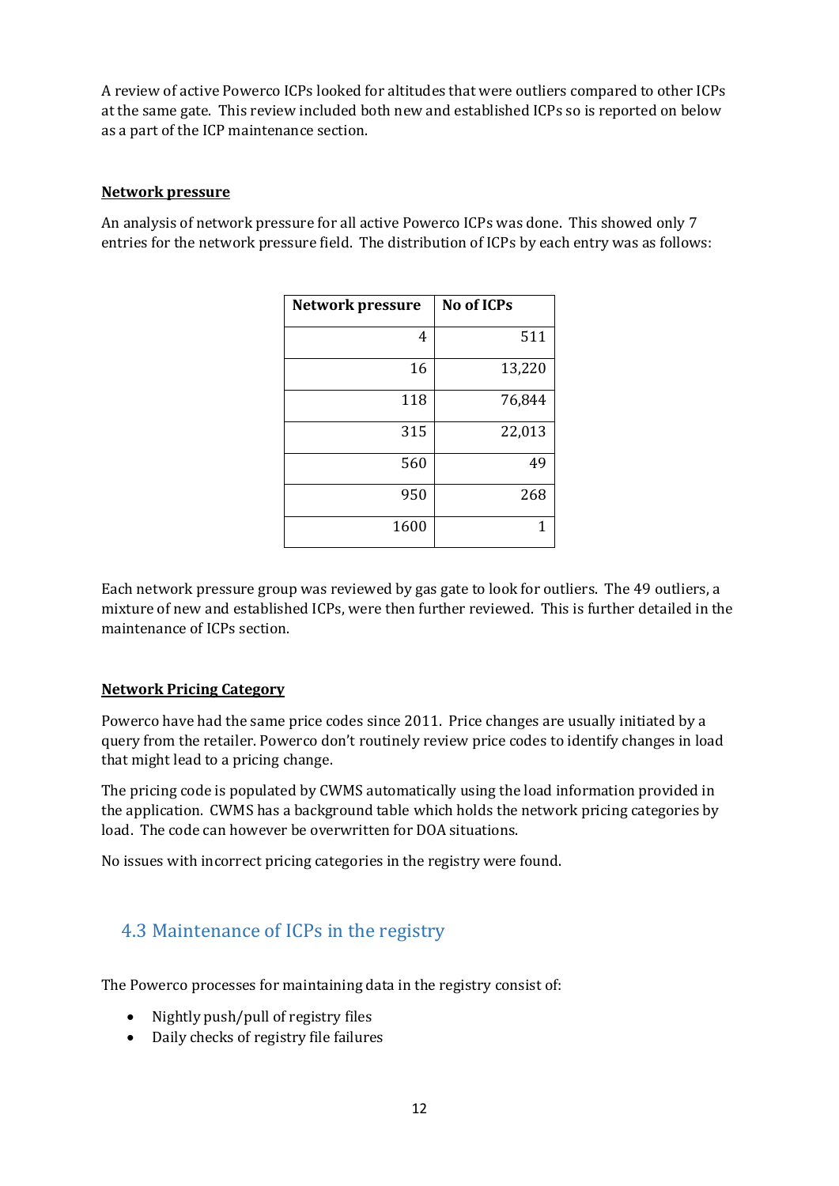A review of active Powerco ICPs looked for altitudes that were outliers compared to other ICPs at the same gate. This review included both new and established ICPs so is reported on below as a part of the ICP maintenance section.

**Network pressure**

An analysis of network pressure for all active Powerco ICPs was done. This showed only 7 entries for the network pressure field. The distribution of ICPs by each entry was as follows:

| Network pressure | No of ICPs |
|---:|---:|
| 4 | 511 |
| 16 | 13,220 |
| 118 | 76,844 |
| 315 | 22,013 |
| 560 | 49 |
| 950 | 268 |
| 1600 | 1 |

Each network pressure group was reviewed by gas gate to look for outliers. The 49 outliers, a mixture of new and established ICPs, were then further reviewed. This is further detailed in the maintenance of ICPs section.

**Network Pricing Category**

Powerco have had the same price codes since 2011. Price changes are usually initiated by a query from the retailer. Powerco don't routinely review price codes to identify changes in load that might lead to a pricing change.

The pricing code is populated by CWMS automatically using the load information provided in the application. CWMS has a background table which holds the network pricing categories by load. The code can however be overwritten for DOA situations.

No issues with incorrect pricing categories in the registry were found.

## 4.3 Maintenance of ICPs in the registry

The Powerco processes for maintaining data in the registry consist of:

- Nightly push/pull of registry files
- Daily checks of registry file failures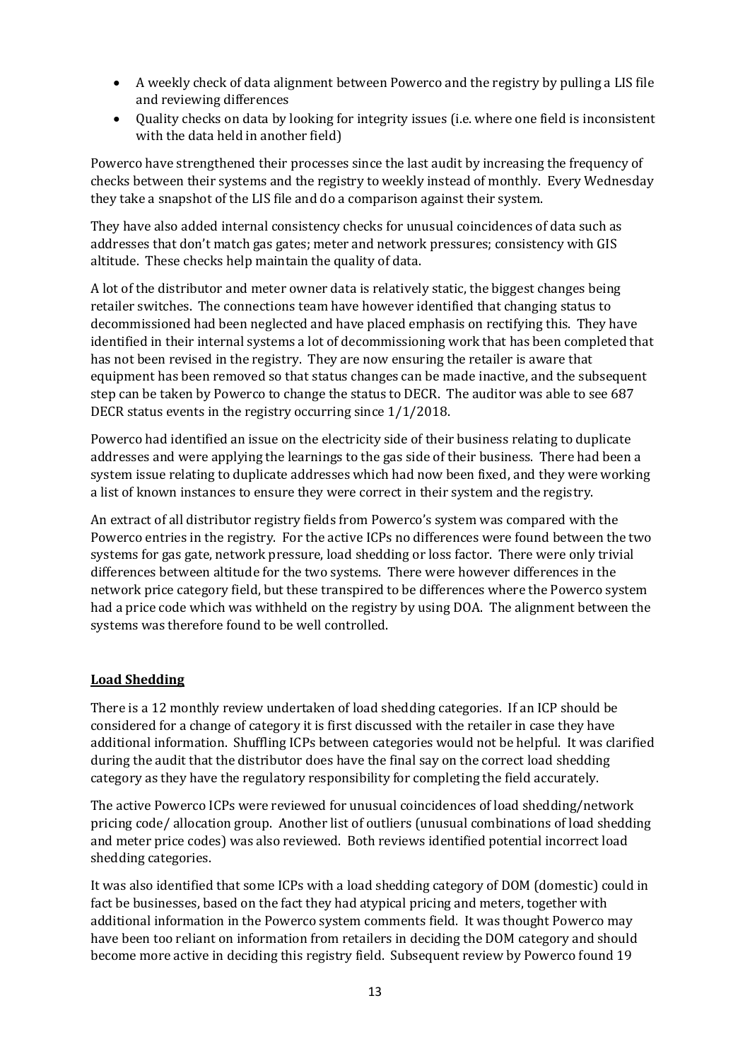- A weekly check of data alignment between Powerco and the registry by pulling a LIS file and reviewing differences
- Quality checks on data by looking for integrity issues (i.e. where one field is inconsistent with the data held in another field)

Powerco have strengthened their processes since the last audit by increasing the frequency of checks between their systems and the registry to weekly instead of monthly. Every Wednesday they take a snapshot of the LIS file and do a comparison against their system.

They have also added internal consistency checks for unusual coincidences of data such as addresses that don't match gas gates; meter and network pressures; consistency with GIS altitude. These checks help maintain the quality of data.

A lot of the distributor and meter owner data is relatively static, the biggest changes being retailer switches. The connections team have however identified that changing status to decommissioned had been neglected and have placed emphasis on rectifying this. They have identified in their internal systems a lot of decommissioning work that has been completed that has not been revised in the registry. They are now ensuring the retailer is aware that equipment has been removed so that status changes can be made inactive, and the subsequent step can be taken by Powerco to change the status to DECR. The auditor was able to see 687 DECR status events in the registry occurring since 1/1/2018.

Powerco had identified an issue on the electricity side of their business relating to duplicate addresses and were applying the learnings to the gas side of their business. There had been a system issue relating to duplicate addresses which had now been fixed, and they were working a list of known instances to ensure they were correct in their system and the registry.

An extract of all distributor registry fields from Powerco's system was compared with the Powerco entries in the registry. For the active ICPs no differences were found between the two systems for gas gate, network pressure, load shedding or loss factor. There were only trivial differences between altitude for the two systems. There were however differences in the network price category field, but these transpired to be differences where the Powerco system had a price code which was withheld on the registry by using DOA. The alignment between the systems was therefore found to be well controlled.

**Load Shedding**

There is a 12 monthly review undertaken of load shedding categories. If an ICP should be considered for a change of category it is first discussed with the retailer in case they have additional information. Shuffling ICPs between categories would not be helpful. It was clarified during the audit that the distributor does have the final say on the correct load shedding category as they have the regulatory responsibility for completing the field accurately.

The active Powerco ICPs were reviewed for unusual coincidences of load shedding/network pricing code/ allocation group. Another list of outliers (unusual combinations of load shedding and meter price codes) was also reviewed. Both reviews identified potential incorrect load shedding categories.

It was also identified that some ICPs with a load shedding category of DOM (domestic) could in fact be businesses, based on the fact they had atypical pricing and meters, together with additional information in the Powerco system comments field. It was thought Powerco may have been too reliant on information from retailers in deciding the DOM category and should become more active in deciding this registry field. Subsequent review by Powerco found 19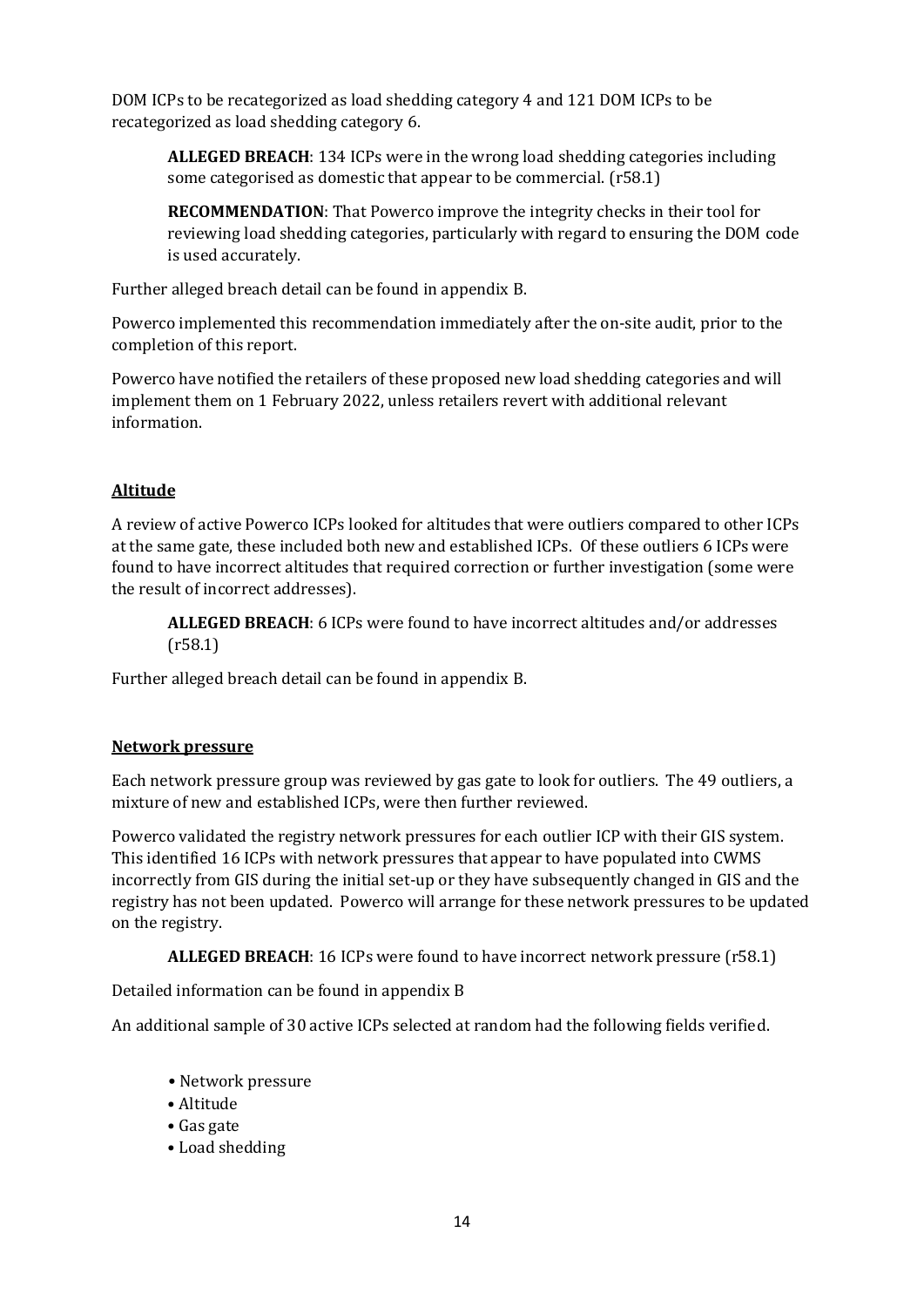DOM ICPs to be recategorized as load shedding category 4 and 121 DOM ICPs to be recategorized as load shedding category 6.

> **ALLEGED BREACH**: 134 ICPs were in the wrong load shedding categories including some categorised as domestic that appear to be commercial. (r58.1)
>
> **RECOMMENDATION**: That Powerco improve the integrity checks in their tool for reviewing load shedding categories, particularly with regard to ensuring the DOM code is used accurately.

Further alleged breach detail can be found in appendix B.

Powerco implemented this recommendation immediately after the on-site audit, prior to the completion of this report.

Powerco have notified the retailers of these proposed new load shedding categories and will implement them on 1 February 2022, unless retailers revert with additional relevant information.

## Altitude

A review of active Powerco ICPs looked for altitudes that were outliers compared to other ICPs at the same gate, these included both new and established ICPs. Of these outliers 6 ICPs were found to have incorrect altitudes that required correction or further investigation (some were the result of incorrect addresses).

> **ALLEGED BREACH**: 6 ICPs were found to have incorrect altitudes and/or addresses (r58.1)

Further alleged breach detail can be found in appendix B.

## Network pressure

Each network pressure group was reviewed by gas gate to look for outliers. The 49 outliers, a mixture of new and established ICPs, were then further reviewed.

Powerco validated the registry network pressures for each outlier ICP with their GIS system. This identified 16 ICPs with network pressures that appear to have populated into CWMS incorrectly from GIS during the initial set-up or they have subsequently changed in GIS and the registry has not been updated. Powerco will arrange for these network pressures to be updated on the registry.

> **ALLEGED BREACH**: 16 ICPs were found to have incorrect network pressure (r58.1)

Detailed information can be found in appendix B

An additional sample of 30 active ICPs selected at random had the following fields verified.

- Network pressure
- Altitude
- Gas gate
- Load shedding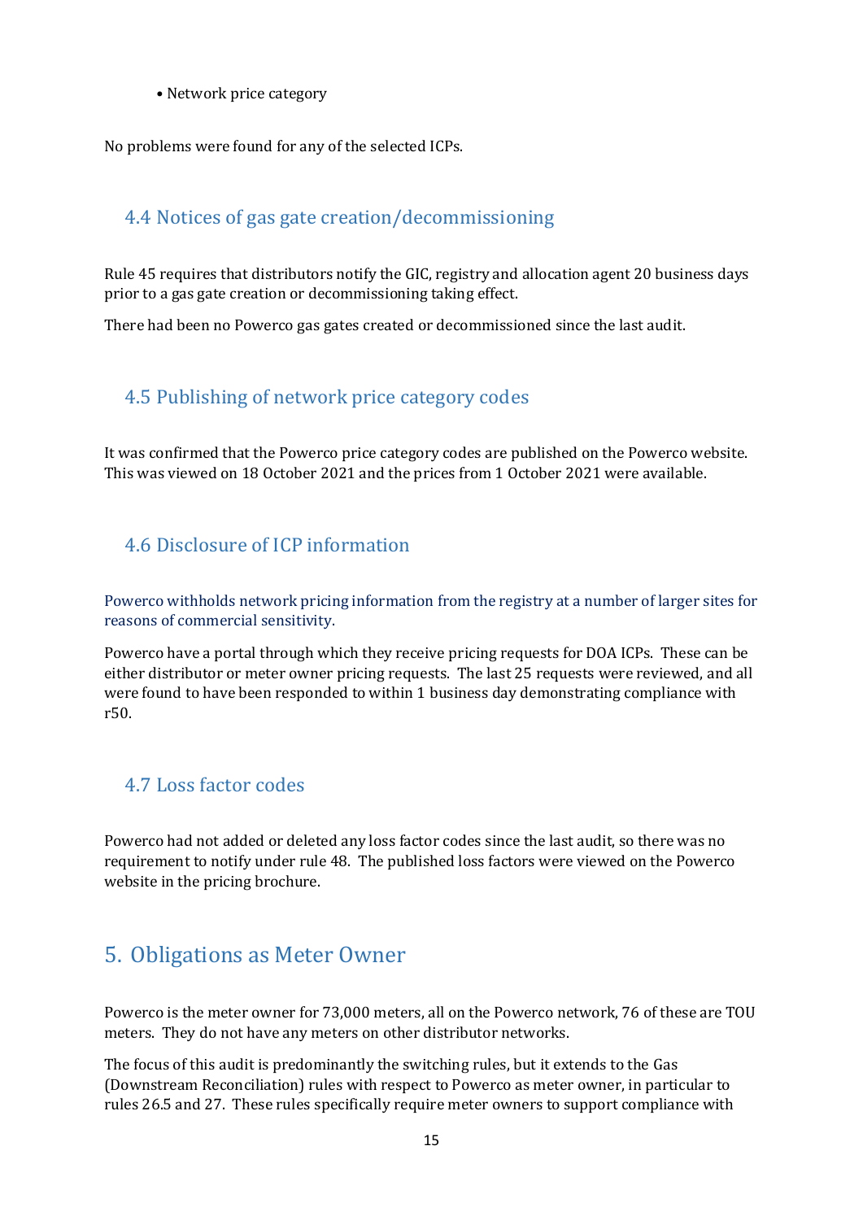- Network price category

No problems were found for any of the selected ICPs.

## 4.4 Notices of gas gate creation/decommissioning

Rule 45 requires that distributors notify the GIC, registry and allocation agent 20 business days prior to a gas gate creation or decommissioning taking effect.

There had been no Powerco gas gates created or decommissioned since the last audit.

## 4.5 Publishing of network price category codes

It was confirmed that the Powerco price category codes are published on the Powerco website. This was viewed on 18 October 2021 and the prices from 1 October 2021 were available.

## 4.6 Disclosure of ICP information

Powerco withholds network pricing information from the registry at a number of larger sites for reasons of commercial sensitivity.

Powerco have a portal through which they receive pricing requests for DOA ICPs. These can be either distributor or meter owner pricing requests. The last 25 requests were reviewed, and all were found to have been responded to within 1 business day demonstrating compliance with r50.

## 4.7 Loss factor codes

Powerco had not added or deleted any loss factor codes since the last audit, so there was no requirement to notify under rule 48. The published loss factors were viewed on the Powerco website in the pricing brochure.

# 5. Obligations as Meter Owner

Powerco is the meter owner for 73,000 meters, all on the Powerco network, 76 of these are TOU meters. They do not have any meters on other distributor networks.

The focus of this audit is predominantly the switching rules, but it extends to the Gas (Downstream Reconciliation) rules with respect to Powerco as meter owner, in particular to rules 26.5 and 27. These rules specifically require meter owners to support compliance with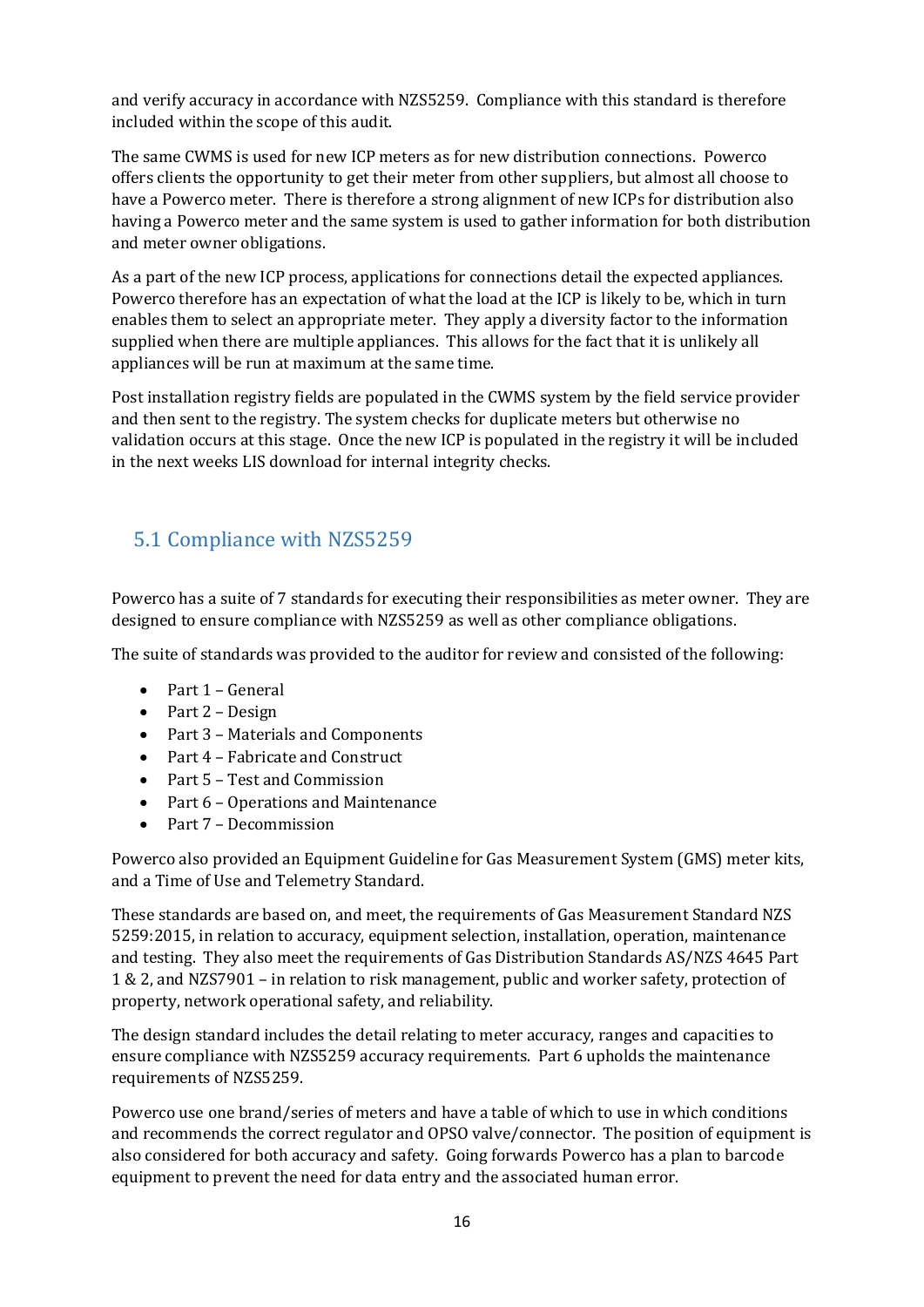and verify accuracy in accordance with NZS5259. Compliance with this standard is therefore included within the scope of this audit.

The same CWMS is used for new ICP meters as for new distribution connections. Powerco offers clients the opportunity to get their meter from other suppliers, but almost all choose to have a Powerco meter. There is therefore a strong alignment of new ICPs for distribution also having a Powerco meter and the same system is used to gather information for both distribution and meter owner obligations.

As a part of the new ICP process, applications for connections detail the expected appliances. Powerco therefore has an expectation of what the load at the ICP is likely to be, which in turn enables them to select an appropriate meter. They apply a diversity factor to the information supplied when there are multiple appliances. This allows for the fact that it is unlikely all appliances will be run at maximum at the same time.

Post installation registry fields are populated in the CWMS system by the field service provider and then sent to the registry. The system checks for duplicate meters but otherwise no validation occurs at this stage. Once the new ICP is populated in the registry it will be included in the next weeks LIS download for internal integrity checks.

## 5.1 Compliance with NZS5259

Powerco has a suite of 7 standards for executing their responsibilities as meter owner. They are designed to ensure compliance with NZS5259 as well as other compliance obligations.

The suite of standards was provided to the auditor for review and consisted of the following:

- Part 1 – General
- Part 2 – Design
- Part 3 – Materials and Components
- Part 4 – Fabricate and Construct
- Part 5 – Test and Commission
- Part 6 – Operations and Maintenance
- Part 7 – Decommission

Powerco also provided an Equipment Guideline for Gas Measurement System (GMS) meter kits, and a Time of Use and Telemetry Standard.

These standards are based on, and meet, the requirements of Gas Measurement Standard NZS 5259:2015, in relation to accuracy, equipment selection, installation, operation, maintenance and testing. They also meet the requirements of Gas Distribution Standards AS/NZS 4645 Part 1 & 2, and NZS7901 – in relation to risk management, public and worker safety, protection of property, network operational safety, and reliability.

The design standard includes the detail relating to meter accuracy, ranges and capacities to ensure compliance with NZS5259 accuracy requirements. Part 6 upholds the maintenance requirements of NZS5259.

Powerco use one brand/series of meters and have a table of which to use in which conditions and recommends the correct regulator and OPSO valve/connector. The position of equipment is also considered for both accuracy and safety. Going forwards Powerco has a plan to barcode equipment to prevent the need for data entry and the associated human error.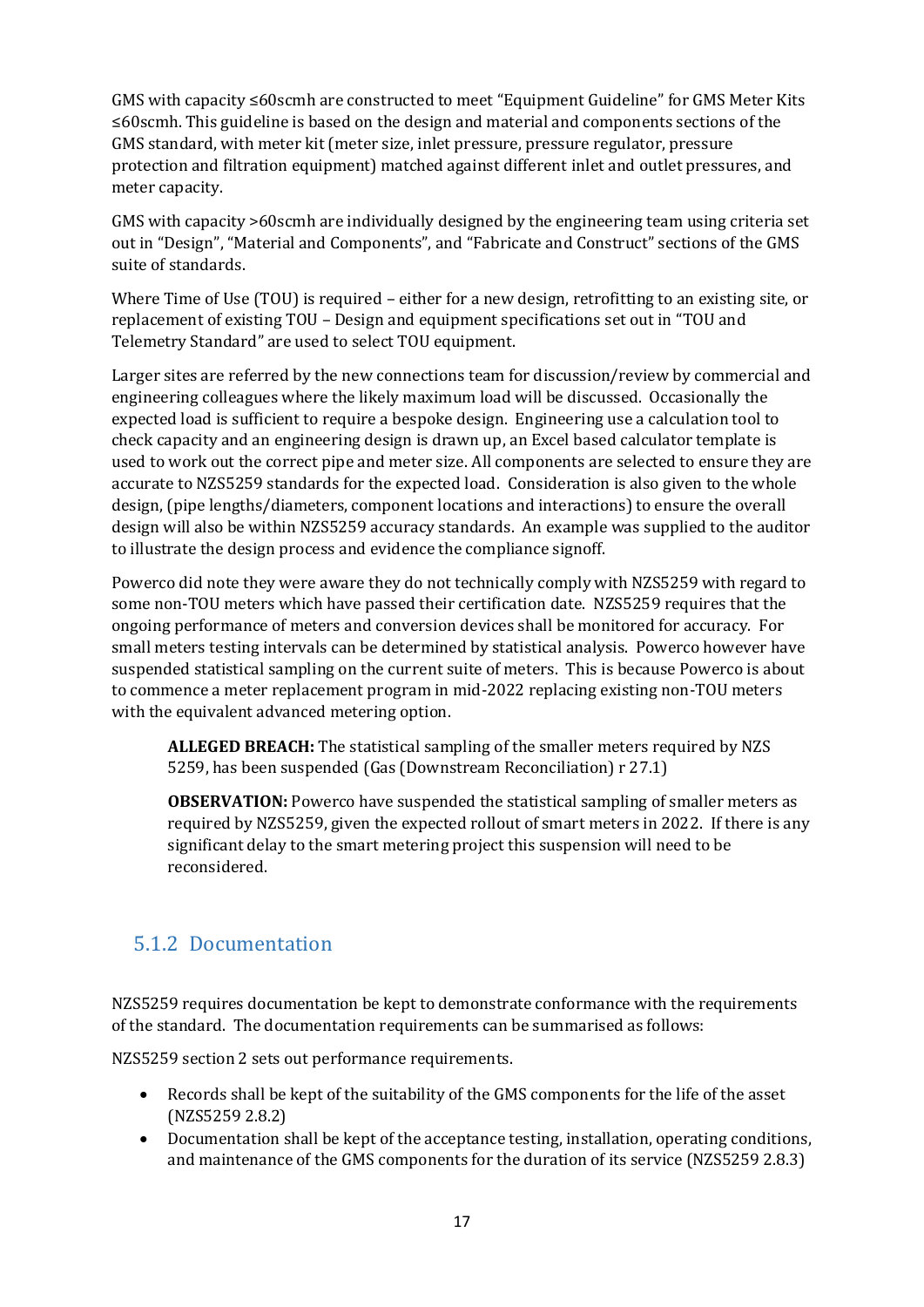GMS with capacity ≤60scmh are constructed to meet "Equipment Guideline" for GMS Meter Kits ≤60scmh. This guideline is based on the design and material and components sections of the GMS standard, with meter kit (meter size, inlet pressure, pressure regulator, pressure protection and filtration equipment) matched against different inlet and outlet pressures, and meter capacity.

GMS with capacity >60scmh are individually designed by the engineering team using criteria set out in "Design", "Material and Components", and "Fabricate and Construct" sections of the GMS suite of standards.

Where Time of Use (TOU) is required – either for a new design, retrofitting to an existing site, or replacement of existing TOU – Design and equipment specifications set out in "TOU and Telemetry Standard" are used to select TOU equipment.

Larger sites are referred by the new connections team for discussion/review by commercial and engineering colleagues where the likely maximum load will be discussed. Occasionally the expected load is sufficient to require a bespoke design. Engineering use a calculation tool to check capacity and an engineering design is drawn up, an Excel based calculator template is used to work out the correct pipe and meter size. All components are selected to ensure they are accurate to NZS5259 standards for the expected load. Consideration is also given to the whole design, (pipe lengths/diameters, component locations and interactions) to ensure the overall design will also be within NZS5259 accuracy standards. An example was supplied to the auditor to illustrate the design process and evidence the compliance signoff.

Powerco did note they were aware they do not technically comply with NZS5259 with regard to some non-TOU meters which have passed their certification date. NZS5259 requires that the ongoing performance of meters and conversion devices shall be monitored for accuracy. For small meters testing intervals can be determined by statistical analysis. Powerco however have suspended statistical sampling on the current suite of meters. This is because Powerco is about to commence a meter replacement program in mid-2022 replacing existing non-TOU meters with the equivalent advanced metering option.

> **ALLEGED BREACH:** The statistical sampling of the smaller meters required by NZS 5259, has been suspended (Gas (Downstream Reconciliation) r 27.1)
>
> **OBSERVATION:** Powerco have suspended the statistical sampling of smaller meters as required by NZS5259, given the expected rollout of smart meters in 2022. If there is any significant delay to the smart metering project this suspension will need to be reconsidered.

### 5.1.2 Documentation

NZS5259 requires documentation be kept to demonstrate conformance with the requirements of the standard. The documentation requirements can be summarised as follows:

NZS5259 section 2 sets out performance requirements.

- Records shall be kept of the suitability of the GMS components for the life of the asset (NZS5259 2.8.2)
- Documentation shall be kept of the acceptance testing, installation, operating conditions, and maintenance of the GMS components for the duration of its service (NZS5259 2.8.3)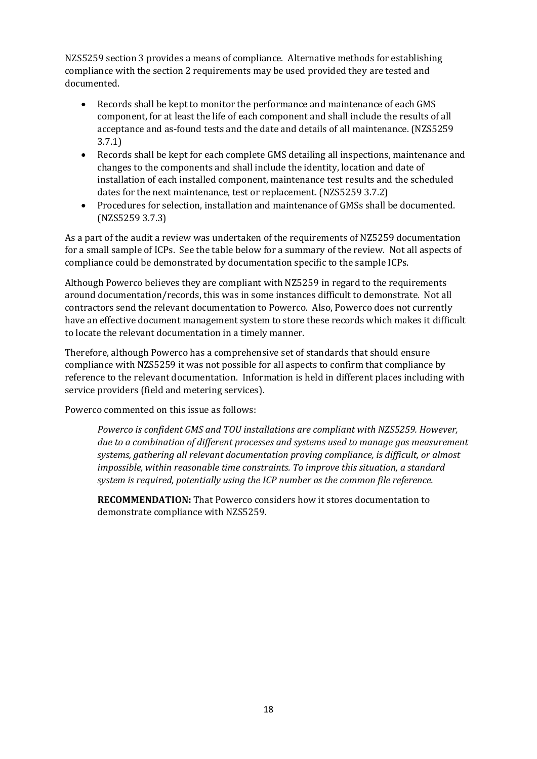NZS5259 section 3 provides a means of compliance. Alternative methods for establishing compliance with the section 2 requirements may be used provided they are tested and documented.

- Records shall be kept to monitor the performance and maintenance of each GMS component, for at least the life of each component and shall include the results of all acceptance and as-found tests and the date and details of all maintenance. (NZS5259 3.7.1)
- Records shall be kept for each complete GMS detailing all inspections, maintenance and changes to the components and shall include the identity, location and date of installation of each installed component, maintenance test results and the scheduled dates for the next maintenance, test or replacement. (NZS5259 3.7.2)
- Procedures for selection, installation and maintenance of GMSs shall be documented. (NZS5259 3.7.3)

As a part of the audit a review was undertaken of the requirements of NZ5259 documentation for a small sample of ICPs. See the table below for a summary of the review. Not all aspects of compliance could be demonstrated by documentation specific to the sample ICPs.

Although Powerco believes they are compliant with NZ5259 in regard to the requirements around documentation/records, this was in some instances difficult to demonstrate. Not all contractors send the relevant documentation to Powerco. Also, Powerco does not currently have an effective document management system to store these records which makes it difficult to locate the relevant documentation in a timely manner.

Therefore, although Powerco has a comprehensive set of standards that should ensure compliance with NZS5259 it was not possible for all aspects to confirm that compliance by reference to the relevant documentation. Information is held in different places including with service providers (field and metering services).

Powerco commented on this issue as follows:

> *Powerco is confident GMS and TOU installations are compliant with NZS5259. However, due to a combination of different processes and systems used to manage gas measurement systems, gathering all relevant documentation proving compliance, is difficult, or almost impossible, within reasonable time constraints. To improve this situation, a standard system is required, potentially using the ICP number as the common file reference.*
>
> **RECOMMENDATION:** That Powerco considers how it stores documentation to demonstrate compliance with NZS5259.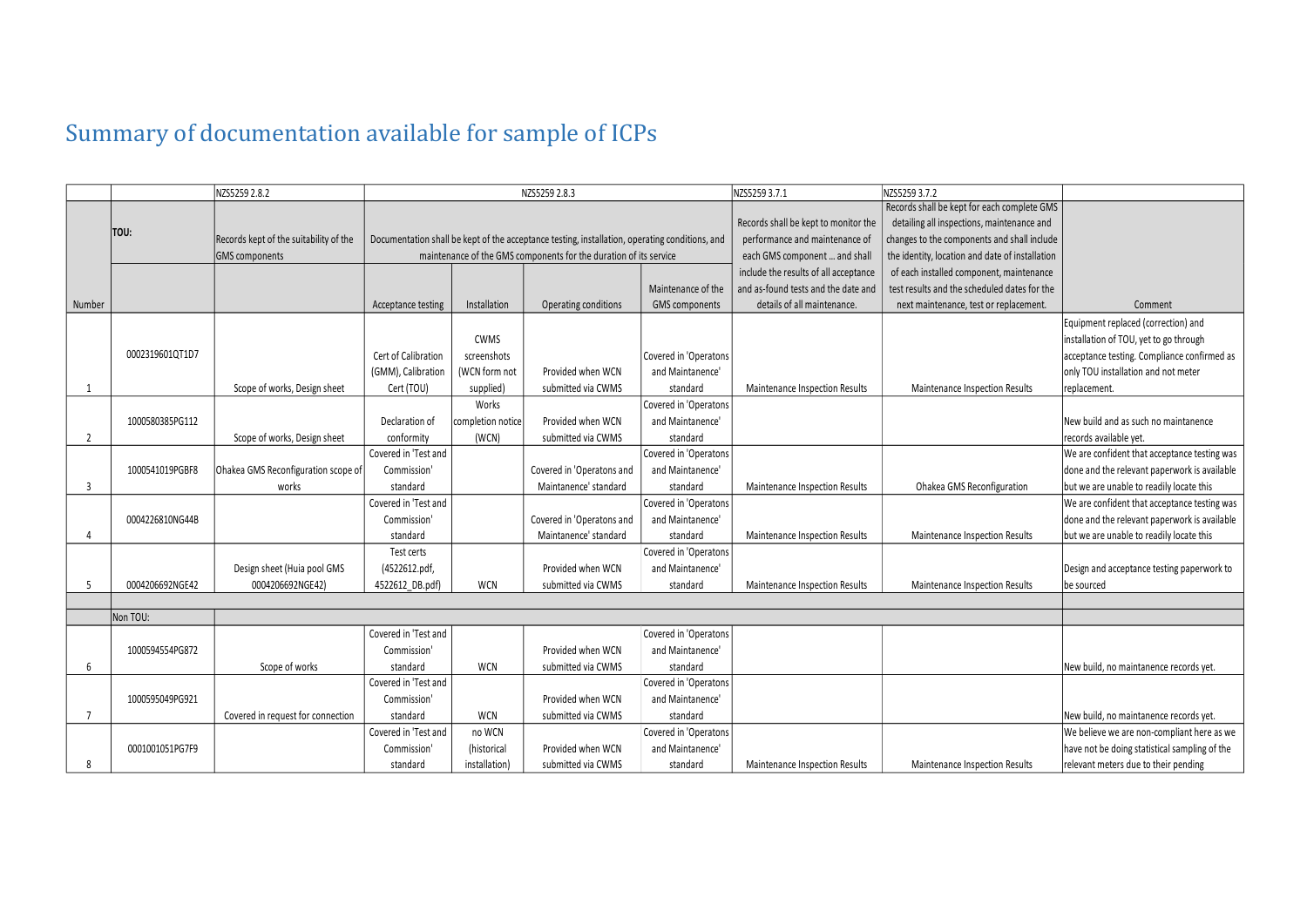# Summary of documentation available for sample of ICPs

| | | NZS5259 2.8.2 | NZS5259 2.8.3 | | | | NZS5259 3.7.1 | NZS5259 3.7.2 | |
|---|---|---|---|---|---|---|---|---|---|
| | TOU: | Records kept of the suitability of the GMS components | Documentation shall be kept of the acceptance testing, installation, operating conditions, and maintenance of the GMS components for the duration of its service | | | | Records shall be kept to monitor the performance and maintenance of each GMS component ... and shall include the results of all acceptance and as-found tests and the date and details of all maintenance. | Records shall be kept for each complete GMS detailing all inspections, maintenance and changes to the components and shall include the identity, location and date of installation of each installed component, maintenance test results and the scheduled dates for the next maintenance, test or replacement. | |
| Number | | | Acceptance testing | Installation | Operating conditions | Maintenance of the GMS components | | | Comment |
| 1 | 0002319601QT1D7 | Scope of works, Design sheet | Cert of Calibration (GMM), Calibration Cert (TOU) | CWMS screenshots (WCN form not supplied) | Provided when WCN submitted via CWMS | Covered in 'Operatons and Maintanence' standard | Maintenance Inspection Results | Maintenance Inspection Results | Equipment replaced (correction) and installation of TOU, yet to go through acceptance testing. Compliance confirmed as only TOU installation and not meter replacement. |
| 2 | 1000580385PG112 | Scope of works, Design sheet | Declaration of conformity | Works completion notice (WCN) | Provided when WCN submitted via CWMS | Covered in 'Operatons and Maintanence' standard | | | New build and as such no maintanence records available yet. |
| 3 | 1000541019PGBF8 | Ohakea GMS Reconfiguration scope of works | Covered in 'Test and Commission' standard | | Covered in 'Operatons and Maintanence' standard | Covered in 'Operatons and Maintanence' standard | Maintenance Inspection Results | Ohakea GMS Reconfiguration | We are confident that acceptance testing was done and the relevant paperwork is available but we are unable to readily locate this |
| 4 | 0004226810NG44B | | Covered in 'Test and Commission' standard | | Covered in 'Operatons and Maintanence' standard | Covered in 'Operatons and Maintanence' standard | Maintenance Inspection Results | Maintenance Inspection Results | We are confident that acceptance testing was done and the relevant paperwork is available but we are unable to readily locate this |
| 5 | 0004206692NGE42 | Design sheet (Huia pool GMS 0004206692NGE42) | Test certs (4522612.pdf, 4522612_DB.pdf) | WCN | Provided when WCN submitted via CWMS | Covered in 'Operatons and Maintanence' standard | Maintenance Inspection Results | Maintenance Inspection Results | Design and acceptance testing paperwork to be sourced |
| | | | | | | | | | |
| | Non TOU: | | | | | | | | |
| 6 | 1000594554PG872 | Scope of works | Covered in 'Test and Commission' standard | WCN | Provided when WCN submitted via CWMS | Covered in 'Operatons and Maintanence' standard | | | New build, no maintanence records yet. |
| 7 | 1000595049PG921 | Covered in request for connection | Covered in 'Test and Commission' standard | WCN | Provided when WCN submitted via CWMS | Covered in 'Operatons and Maintanence' standard | | | New build, no maintanence records yet. |
| 8 | 0001001051PG7F9 | | Covered in 'Test and Commission' standard | no WCN (historical installation) | Provided when WCN submitted via CWMS | Covered in 'Operatons and Maintanence' standard | Maintenance Inspection Results | Maintenance Inspection Results | We believe we are non-compliant here as we have not be doing statistical sampling of the relevant meters due to their pending |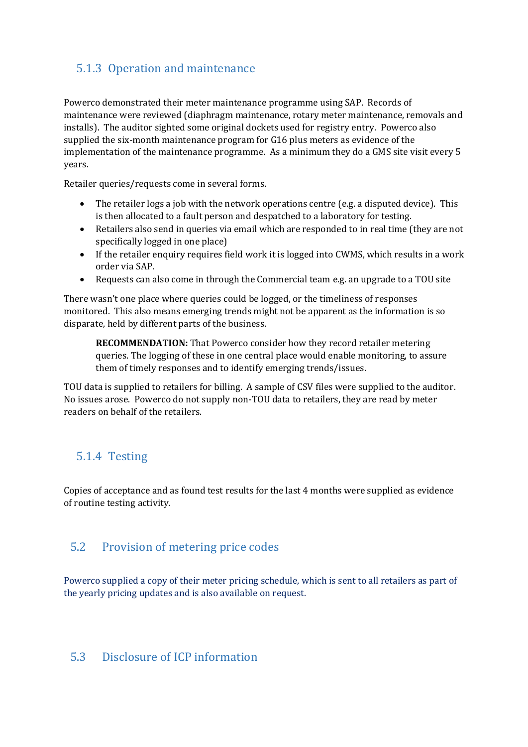### 5.1.3 Operation and maintenance

Powerco demonstrated their meter maintenance programme using SAP. Records of maintenance were reviewed (diaphragm maintenance, rotary meter maintenance, removals and installs). The auditor sighted some original dockets used for registry entry. Powerco also supplied the six-month maintenance program for G16 plus meters as evidence of the implementation of the maintenance programme. As a minimum they do a GMS site visit every 5 years.

Retailer queries/requests come in several forms.

- The retailer logs a job with the network operations centre (e.g. a disputed device). This is then allocated to a fault person and despatched to a laboratory for testing.
- Retailers also send in queries via email which are responded to in real time (they are not specifically logged in one place)
- If the retailer enquiry requires field work it is logged into CWMS, which results in a work order via SAP.
- Requests can also come in through the Commercial team e.g. an upgrade to a TOU site

There wasn't one place where queries could be logged, or the timeliness of responses monitored. This also means emerging trends might not be apparent as the information is so disparate, held by different parts of the business.

> **RECOMMENDATION:** That Powerco consider how they record retailer metering queries. The logging of these in one central place would enable monitoring, to assure them of timely responses and to identify emerging trends/issues.

TOU data is supplied to retailers for billing. A sample of CSV files were supplied to the auditor. No issues arose. Powerco do not supply non-TOU data to retailers, they are read by meter readers on behalf of the retailers.

### 5.1.4 Testing

Copies of acceptance and as found test results for the last 4 months were supplied as evidence of routine testing activity.

## 5.2 Provision of metering price codes

Powerco supplied a copy of their meter pricing schedule, which is sent to all retailers as part of the yearly pricing updates and is also available on request.

## 5.3 Disclosure of ICP information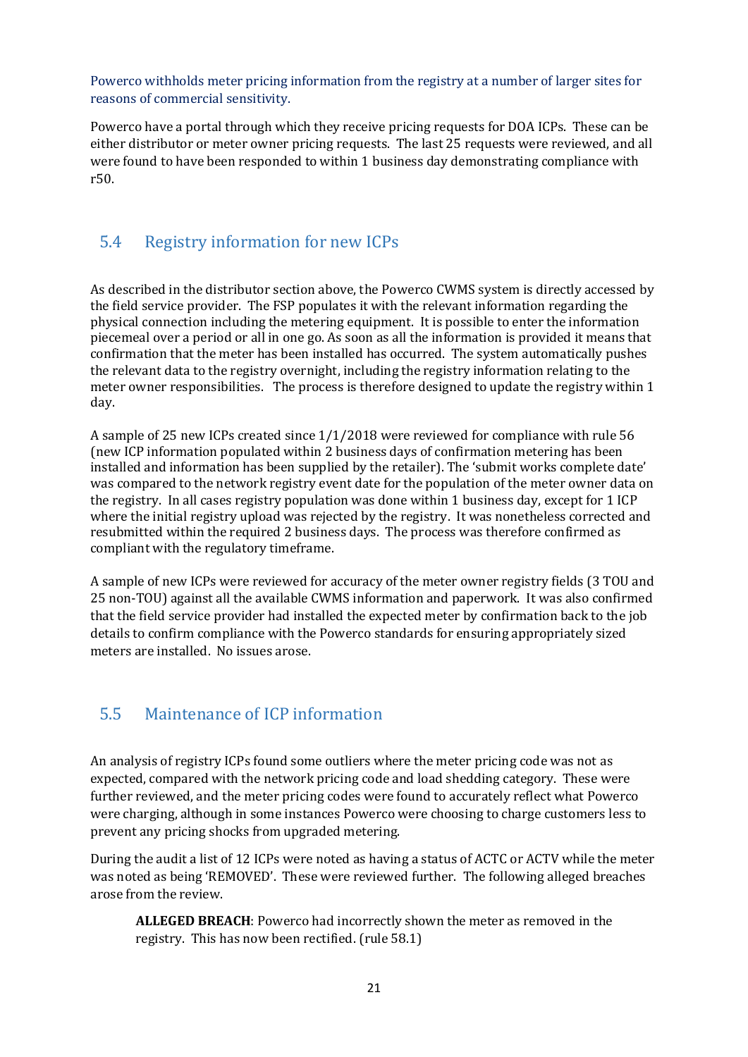Powerco withholds meter pricing information from the registry at a number of larger sites for reasons of commercial sensitivity.

Powerco have a portal through which they receive pricing requests for DOA ICPs. These can be either distributor or meter owner pricing requests. The last 25 requests were reviewed, and all were found to have been responded to within 1 business day demonstrating compliance with r50.

## 5.4 Registry information for new ICPs

As described in the distributor section above, the Powerco CWMS system is directly accessed by the field service provider. The FSP populates it with the relevant information regarding the physical connection including the metering equipment. It is possible to enter the information piecemeal over a period or all in one go. As soon as all the information is provided it means that confirmation that the meter has been installed has occurred. The system automatically pushes the relevant data to the registry overnight, including the registry information relating to the meter owner responsibilities. The process is therefore designed to update the registry within 1 day.

A sample of 25 new ICPs created since 1/1/2018 were reviewed for compliance with rule 56 (new ICP information populated within 2 business days of confirmation metering has been installed and information has been supplied by the retailer). The 'submit works complete date' was compared to the network registry event date for the population of the meter owner data on the registry. In all cases registry population was done within 1 business day, except for 1 ICP where the initial registry upload was rejected by the registry. It was nonetheless corrected and resubmitted within the required 2 business days. The process was therefore confirmed as compliant with the regulatory timeframe.

A sample of new ICPs were reviewed for accuracy of the meter owner registry fields (3 TOU and 25 non-TOU) against all the available CWMS information and paperwork. It was also confirmed that the field service provider had installed the expected meter by confirmation back to the job details to confirm compliance with the Powerco standards for ensuring appropriately sized meters are installed. No issues arose.

## 5.5 Maintenance of ICP information

An analysis of registry ICPs found some outliers where the meter pricing code was not as expected, compared with the network pricing code and load shedding category. These were further reviewed, and the meter pricing codes were found to accurately reflect what Powerco were charging, although in some instances Powerco were choosing to charge customers less to prevent any pricing shocks from upgraded metering.

During the audit a list of 12 ICPs were noted as having a status of ACTC or ACTV while the meter was noted as being 'REMOVED'. These were reviewed further. The following alleged breaches arose from the review.

> **ALLEGED BREACH**: Powerco had incorrectly shown the meter as removed in the registry. This has now been rectified. (rule 58.1)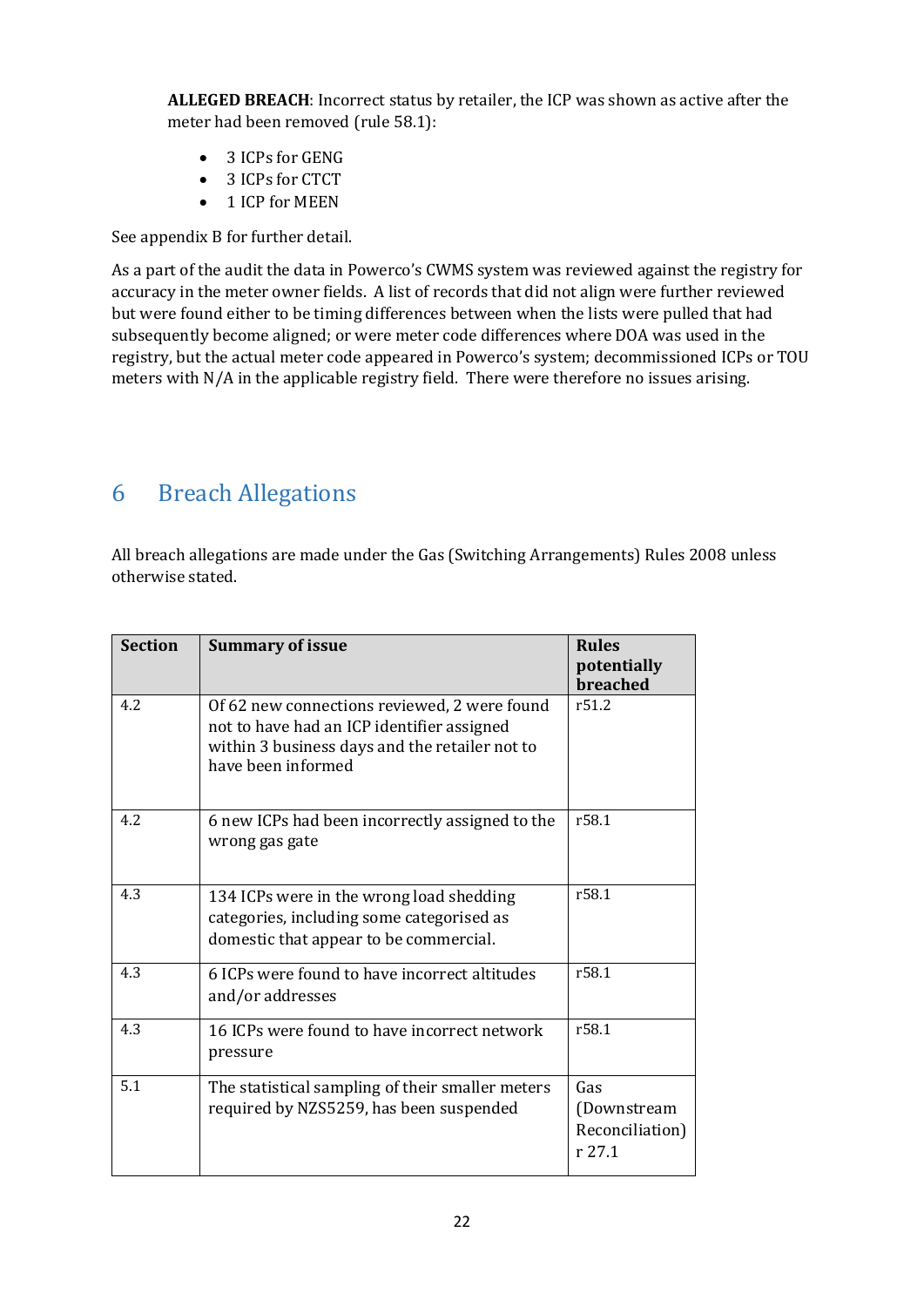**ALLEGED BREACH**: Incorrect status by retailer, the ICP was shown as active after the meter had been removed (rule 58.1):

- 3 ICPs for GENG
- 3 ICPs for CTCT
- 1 ICP for MEEN

See appendix B for further detail.

As a part of the audit the data in Powerco's CWMS system was reviewed against the registry for accuracy in the meter owner fields. A list of records that did not align were further reviewed but were found either to be timing differences between when the lists were pulled that had subsequently become aligned; or were meter code differences where DOA was used in the registry, but the actual meter code appeared in Powerco's system; decommissioned ICPs or TOU meters with N/A in the applicable registry field. There were therefore no issues arising.

# 6 Breach Allegations

All breach allegations are made under the Gas (Switching Arrangements) Rules 2008 unless otherwise stated.

| Section | Summary of issue | Rules potentially breached |
|---|---|---|
| 4.2 | Of 62 new connections reviewed, 2 were found not to have had an ICP identifier assigned within 3 business days and the retailer not to have been informed | r51.2 |
| 4.2 | 6 new ICPs had been incorrectly assigned to the wrong gas gate | r58.1 |
| 4.3 | 134 ICPs were in the wrong load shedding categories, including some categorised as domestic that appear to be commercial. | r58.1 |
| 4.3 | 6 ICPs were found to have incorrect altitudes and/or addresses | r58.1 |
| 4.3 | 16 ICPs were found to have incorrect network pressure | r58.1 |
| 5.1 | The statistical sampling of their smaller meters required by NZS5259, has been suspended | Gas (Downstream Reconciliation) r 27.1 |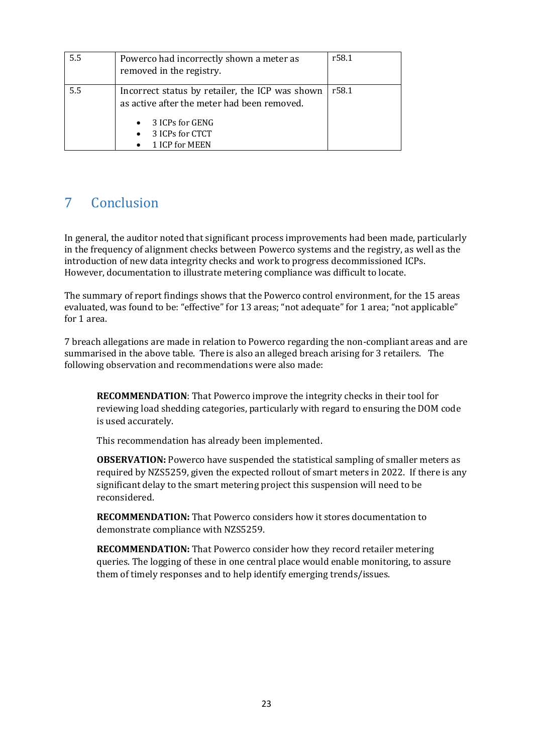| | | |
|---|---|---|
| 5.5 | Powerco had incorrectly shown a meter as removed in the registry. | r58.1 |
| 5.5 | Incorrect status by retailer, the ICP was shown as active after the meter had been removed.<br>• 3 ICPs for GENG<br>• 3 ICPs for CTCT<br>• 1 ICP for MEEN | r58.1 |

# 7 Conclusion

In general, the auditor noted that significant process improvements had been made, particularly in the frequency of alignment checks between Powerco systems and the registry, as well as the introduction of new data integrity checks and work to progress decommissioned ICPs. However, documentation to illustrate metering compliance was difficult to locate.

The summary of report findings shows that the Powerco control environment, for the 15 areas evaluated, was found to be: "effective" for 13 areas; "not adequate" for 1 area; "not applicable" for 1 area.

7 breach allegations are made in relation to Powerco regarding the non-compliant areas and are summarised in the above table. There is also an alleged breach arising for 3 retailers. The following observation and recommendations were also made:

> **RECOMMENDATION**: That Powerco improve the integrity checks in their tool for reviewing load shedding categories, particularly with regard to ensuring the DOM code is used accurately.
>
> This recommendation has already been implemented.
>
> **OBSERVATION:** Powerco have suspended the statistical sampling of smaller meters as required by NZS5259, given the expected rollout of smart meters in 2022. If there is any significant delay to the smart metering project this suspension will need to be reconsidered.
>
> **RECOMMENDATION:** That Powerco considers how it stores documentation to demonstrate compliance with NZS5259.
>
> **RECOMMENDATION:** That Powerco consider how they record retailer metering queries. The logging of these in one central place would enable monitoring, to assure them of timely responses and to help identify emerging trends/issues.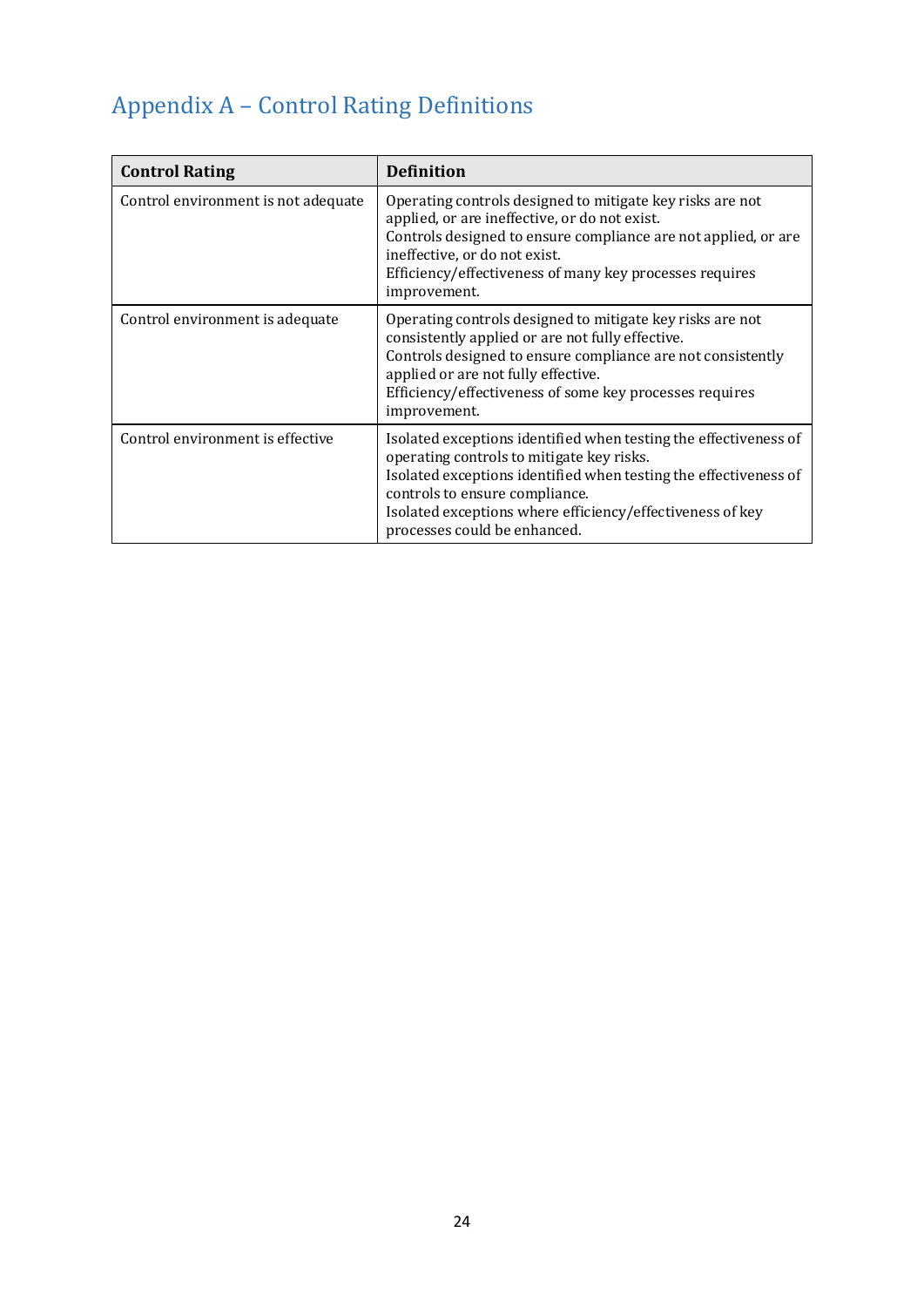## Appendix A – Control Rating Definitions

| Control Rating | Definition |
|---|---|
| Control environment is not adequate | Operating controls designed to mitigate key risks are not applied, or are ineffective, or do not exist.<br>Controls designed to ensure compliance are not applied, or are ineffective, or do not exist.<br>Efficiency/effectiveness of many key processes requires improvement. |
| Control environment is adequate | Operating controls designed to mitigate key risks are not consistently applied or are not fully effective.<br>Controls designed to ensure compliance are not consistently applied or are not fully effective.<br>Efficiency/effectiveness of some key processes requires improvement. |
| Control environment is effective | Isolated exceptions identified when testing the effectiveness of operating controls to mitigate key risks.<br>Isolated exceptions identified when testing the effectiveness of controls to ensure compliance.<br>Isolated exceptions where efficiency/effectiveness of key processes could be enhanced. |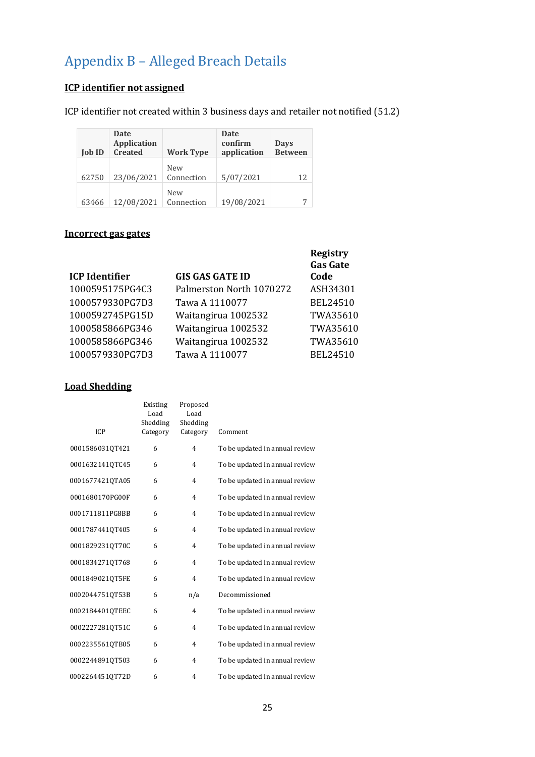# Appendix B – Alleged Breach Details

**ICP identifier not assigned**

ICP identifier not created within 3 business days and retailer not notified (51.2)

| Job ID | Date Application Created | Work Type | Date confirm application | Days Between |
|---|---|---|---|---|
| 62750 | 23/06/2021 | New Connection | 5/07/2021 | 12 |
| 63466 | 12/08/2021 | New Connection | 19/08/2021 | 7 |

**Incorrect gas gates**

| ICP Identifier | GIS GAS GATE ID | Registry Gas Gate Code |
|---|---|---|
| 1000595175PG4C3 | Palmerston North 1070272 | ASH34301 |
| 1000579330PG7D3 | Tawa A 1110077 | BEL24510 |
| 1000592745PG15D | Waitangirua 1002532 | TWA35610 |
| 1000585866PG346 | Waitangirua 1002532 | TWA35610 |
| 1000585866PG346 | Waitangirua 1002532 | TWA35610 |
| 1000579330PG7D3 | Tawa A 1110077 | BEL24510 |

**Load Shedding**

| ICP | Existing Load Shedding Category | Proposed Load Shedding Category | Comment |
|---|---|---|---|
| 0001586031QT421 | 6 | 4 | To be updated in annual review |
| 0001632141QTC45 | 6 | 4 | To be updated in annual review |
| 0001677421QTA05 | 6 | 4 | To be updated in annual review |
| 0001680170PG00F | 6 | 4 | To be updated in annual review |
| 0001711811PG8BB | 6 | 4 | To be updated in annual review |
| 0001787441QT405 | 6 | 4 | To be updated in annual review |
| 0001829231QT70C | 6 | 4 | To be updated in annual review |
| 0001834271QT768 | 6 | 4 | To be updated in annual review |
| 0001849021QT5FE | 6 | 4 | To be updated in annual review |
| 0002044751QT53B | 6 | n/a | Decommissioned |
| 0002184401QTEEC | 6 | 4 | To be updated in annual review |
| 0002227281QT51C | 6 | 4 | To be updated in annual review |
| 0002235561QTB05 | 6 | 4 | To be updated in annual review |
| 0002244891QT503 | 6 | 4 | To be updated in annual review |
| 0002264451QT72D | 6 | 4 | To be updated in annual review |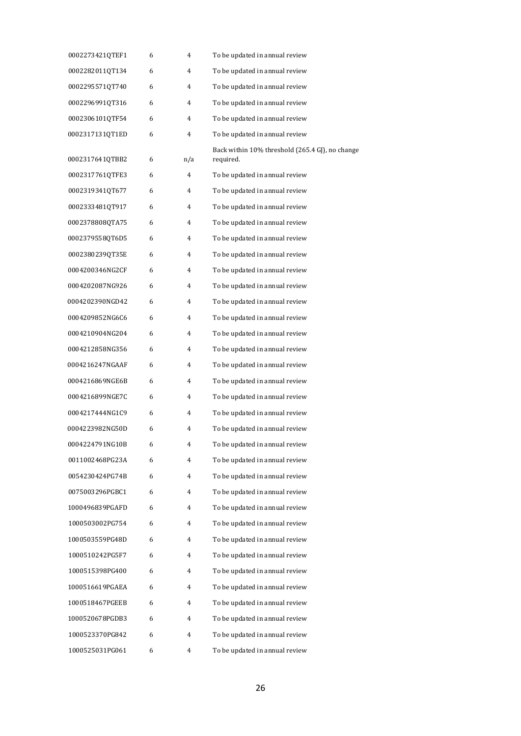| | | | |
|---|---|---|---|
| 0002273421QTEF1 | 6 | 4 | To be updated in annual review |
| 0002282011QT134 | 6 | 4 | To be updated in annual review |
| 0002295571QT740 | 6 | 4 | To be updated in annual review |
| 0002296991QT316 | 6 | 4 | To be updated in annual review |
| 0002306101QTF54 | 6 | 4 | To be updated in annual review |
| 0002317131QT1ED | 6 | 4 | To be updated in annual review |
| 0002317641QTBB2 | 6 | n/a | Back within 10% threshold (265.4 GJ), no change required. |
| 0002317761QTFE3 | 6 | 4 | To be updated in annual review |
| 0002319341QT677 | 6 | 4 | To be updated in annual review |
| 0002333481QT917 | 6 | 4 | To be updated in annual review |
| 0002378808QTA75 | 6 | 4 | To be updated in annual review |
| 0002379558QT6D5 | 6 | 4 | To be updated in annual review |
| 0002380239QT35E | 6 | 4 | To be updated in annual review |
| 0004200346NG2CF | 6 | 4 | To be updated in annual review |
| 0004202087NG926 | 6 | 4 | To be updated in annual review |
| 0004202390NGD42 | 6 | 4 | To be updated in annual review |
| 0004209852NG6C6 | 6 | 4 | To be updated in annual review |
| 0004210904NG204 | 6 | 4 | To be updated in annual review |
| 0004212858NG356 | 6 | 4 | To be updated in annual review |
| 0004216247NGAAF | 6 | 4 | To be updated in annual review |
| 0004216869NGE6B | 6 | 4 | To be updated in annual review |
| 0004216899NGE7C | 6 | 4 | To be updated in annual review |
| 0004217444NG1C9 | 6 | 4 | To be updated in annual review |
| 0004223982NG50D | 6 | 4 | To be updated in annual review |
| 0004224791NG10B | 6 | 4 | To be updated in annual review |
| 0011002468PG23A | 6 | 4 | To be updated in annual review |
| 0054230424PG74B | 6 | 4 | To be updated in annual review |
| 0075003296PGBC1 | 6 | 4 | To be updated in annual review |
| 1000496839PGAFD | 6 | 4 | To be updated in annual review |
| 1000503002PG754 | 6 | 4 | To be updated in annual review |
| 1000503559PG48D | 6 | 4 | To be updated in annual review |
| 1000510242PG5F7 | 6 | 4 | To be updated in annual review |
| 1000515398PG400 | 6 | 4 | To be updated in annual review |
| 1000516619PGAEA | 6 | 4 | To be updated in annual review |
| 1000518467PGEEB | 6 | 4 | To be updated in annual review |
| 1000520678PGDB3 | 6 | 4 | To be updated in annual review |
| 1000523370PG842 | 6 | 4 | To be updated in annual review |
| 1000525031PG061 | 6 | 4 | To be updated in annual review |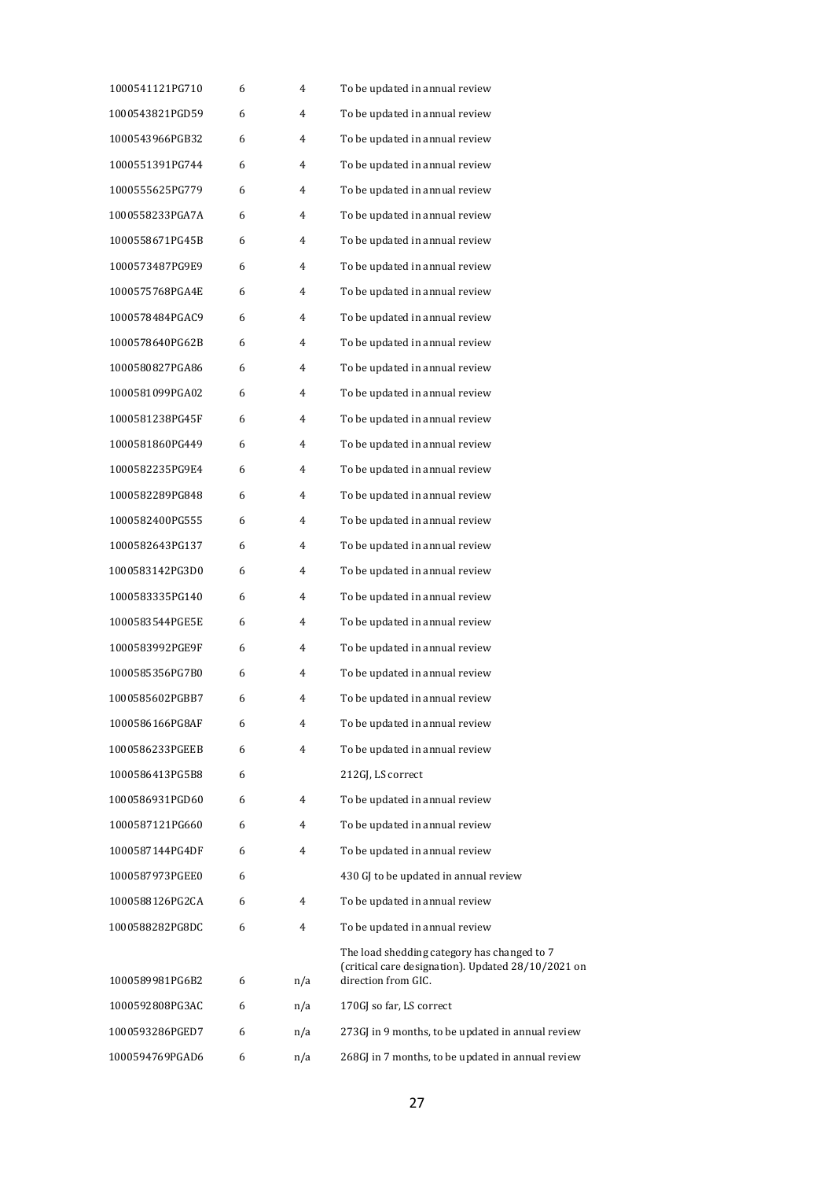| | | | |
|---|---|---|---|
| 1000541121PG710 | 6 | 4 | To be updated in annual review |
| 1000543821PGD59 | 6 | 4 | To be updated in annual review |
| 1000543966PGB32 | 6 | 4 | To be updated in annual review |
| 1000551391PG744 | 6 | 4 | To be updated in annual review |
| 1000555625PG779 | 6 | 4 | To be updated in annual review |
| 1000558233PGA7A | 6 | 4 | To be updated in annual review |
| 1000558671PG45B | 6 | 4 | To be updated in annual review |
| 1000573487PG9E9 | 6 | 4 | To be updated in annual review |
| 1000575768PGA4E | 6 | 4 | To be updated in annual review |
| 1000578484PGAC9 | 6 | 4 | To be updated in annual review |
| 1000578640PG62B | 6 | 4 | To be updated in annual review |
| 1000580827PGA86 | 6 | 4 | To be updated in annual review |
| 1000581099PGA02 | 6 | 4 | To be updated in annual review |
| 1000581238PG45F | 6 | 4 | To be updated in annual review |
| 1000581860PG449 | 6 | 4 | To be updated in annual review |
| 1000582235PG9E4 | 6 | 4 | To be updated in annual review |
| 1000582289PG848 | 6 | 4 | To be updated in annual review |
| 1000582400PG555 | 6 | 4 | To be updated in annual review |
| 1000582643PG137 | 6 | 4 | To be updated in annual review |
| 1000583142PG3D0 | 6 | 4 | To be updated in annual review |
| 1000583335PG140 | 6 | 4 | To be updated in annual review |
| 1000583544PGE5E | 6 | 4 | To be updated in annual review |
| 1000583992PGE9F | 6 | 4 | To be updated in annual review |
| 1000585356PG7B0 | 6 | 4 | To be updated in annual review |
| 1000585602PGBB7 | 6 | 4 | To be updated in annual review |
| 1000586166PG8AF | 6 | 4 | To be updated in annual review |
| 1000586233PGEEB | 6 | 4 | To be updated in annual review |
| 1000586413PG5B8 | 6 | | 212GJ, LS correct |
| 1000586931PGD60 | 6 | 4 | To be updated in annual review |
| 1000587121PG660 | 6 | 4 | To be updated in annual review |
| 1000587144PG4DF | 6 | 4 | To be updated in annual review |
| 1000587973PGEE0 | 6 | | 430 GJ to be updated in annual review |
| 1000588126PG2CA | 6 | 4 | To be updated in annual review |
| 1000588282PG8DC | 6 | 4 | To be updated in annual review |
| 1000589981PG6B2 | 6 | n/a | The load shedding category has changed to 7 (critical care designation). Updated 28/10/2021 on direction from GIC. |
| 1000592808PG3AC | 6 | n/a | 170GJ so far, LS correct |
| 1000593286PGED7 | 6 | n/a | 273GJ in 9 months, to be updated in annual review |
| 1000594769PGAD6 | 6 | n/a | 268GJ in 7 months, to be updated in annual review |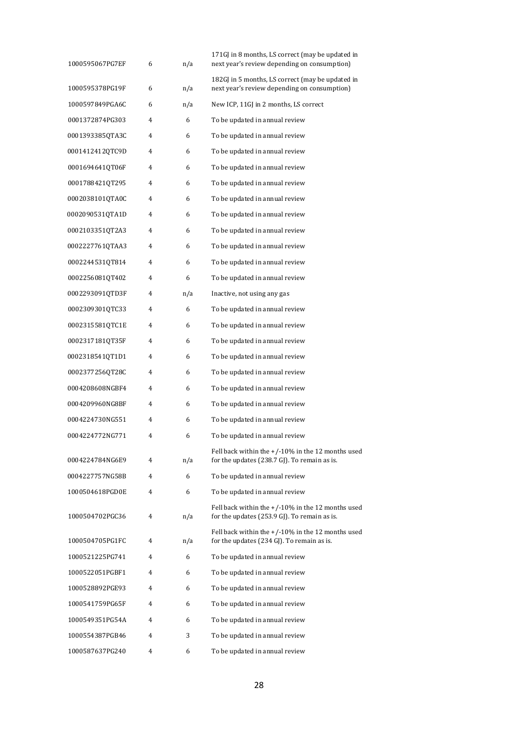| | | | |
|---|---|---|---|
| 1000595067PG7EF | 6 | n/a | 171GJ in 8 months, LS correct (may be updated in next year's review depending on consumption) |
| 1000595378PG19F | 6 | n/a | 182GJ in 5 months, LS correct (may be updated in next year's review depending on consumption) |
| 1000597849PGA6C | 6 | n/a | New ICP, 11GJ in 2 months, LS correct |
| 0001372874PG303 | 4 | 6 | To be updated in annual review |
| 0001393385QTA3C | 4 | 6 | To be updated in annual review |
| 0001412412QTC9D | 4 | 6 | To be updated in annual review |
| 0001694641QT06F | 4 | 6 | To be updated in annual review |
| 0001788421QT295 | 4 | 6 | To be updated in annual review |
| 0002038101QTA0C | 4 | 6 | To be updated in annual review |
| 0002090531QTA1D | 4 | 6 | To be updated in annual review |
| 0002103351QT2A3 | 4 | 6 | To be updated in annual review |
| 0002227761QTAA3 | 4 | 6 | To be updated in annual review |
| 0002244531QT814 | 4 | 6 | To be updated in annual review |
| 0002256081QT402 | 4 | 6 | To be updated in annual review |
| 0002293091QTD3F | 4 | n/a | Inactive, not using any gas |
| 0002309301QTC33 | 4 | 6 | To be updated in annual review |
| 0002315581QTC1E | 4 | 6 | To be updated in annual review |
| 0002317181QT35F | 4 | 6 | To be updated in annual review |
| 0002318541QT1D1 | 4 | 6 | To be updated in annual review |
| 0002377256QT28C | 4 | 6 | To be updated in annual review |
| 0004208608NGBF4 | 4 | 6 | To be updated in annual review |
| 0004209960NG8BF | 4 | 6 | To be updated in annual review |
| 0004224730NG551 | 4 | 6 | To be updated in annual review |
| 0004224772NG771 | 4 | 6 | To be updated in annual review |
| 0004224784NG6E9 | 4 | n/a | Fell back within the +/-10% in the 12 months used for the updates (238.7 GJ). To remain as is. |
| 0004227757NG58B | 4 | 6 | To be updated in annual review |
| 1000504618PGD0E | 4 | 6 | To be updated in annual review |
| 1000504702PGC36 | 4 | n/a | Fell back within the +/-10% in the 12 months used for the updates (253.9 GJ). To remain as is. |
| 1000504705PG1FC | 4 | n/a | Fell back within the +/-10% in the 12 months used for the updates (234 GJ). To remain as is. |
| 1000521225PG741 | 4 | 6 | To be updated in annual review |
| 1000522051PGBF1 | 4 | 6 | To be updated in annual review |
| 1000528892PGE93 | 4 | 6 | To be updated in annual review |
| 1000541759PG65F | 4 | 6 | To be updated in annual review |
| 1000549351PG54A | 4 | 6 | To be updated in annual review |
| 1000554387PGB46 | 4 | 3 | To be updated in annual review |
| 1000587637PG240 | 4 | 6 | To be updated in annual review |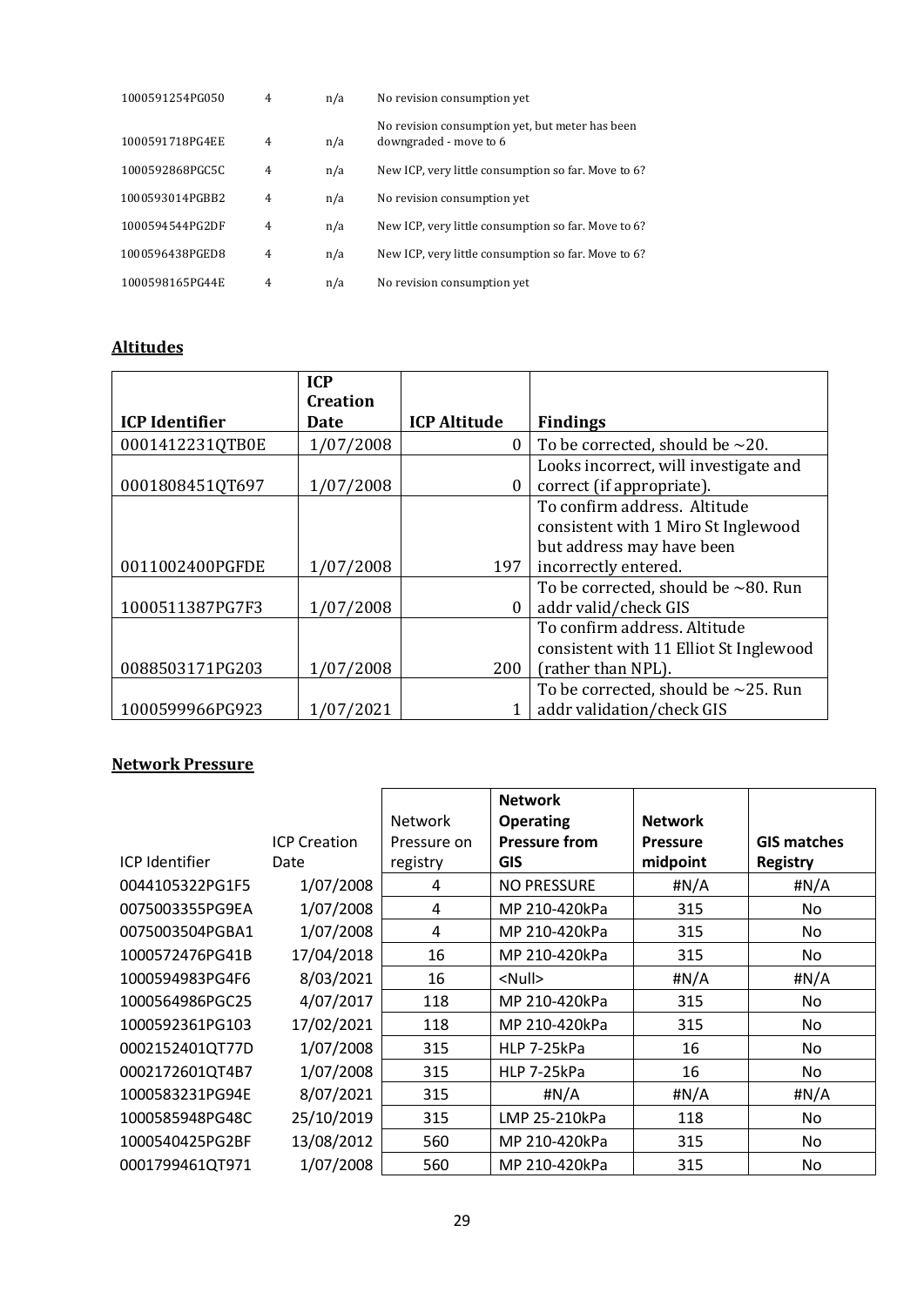| | | | |
|---|---|---|---|
| 1000591254PG050 | 4 | n/a | No revision consumption yet |
| 1000591718PG4EE | 4 | n/a | No revision consumption yet, but meter has been downgraded - move to 6 |
| 1000592868PGC5C | 4 | n/a | New ICP, very little consumption so far. Move to 6? |
| 1000593014PGBB2 | 4 | n/a | No revision consumption yet |
| 1000594544PG2DF | 4 | n/a | New ICP, very little consumption so far. Move to 6? |
| 1000596438PGED8 | 4 | n/a | New ICP, very little consumption so far. Move to 6? |
| 1000598165PG44E | 4 | n/a | No revision consumption yet |

**Altitudes**

| ICP Identifier | ICP Creation Date | ICP Altitude | Findings |
|---|---|---|---|
| 0001412231QTB0E | 1/07/2008 | 0 | To be corrected, should be ~20. |
| 0001808451QT697 | 1/07/2008 | 0 | Looks incorrect, will investigate and correct (if appropriate). |
| 0011002400PGFDE | 1/07/2008 | 197 | To confirm address. Altitude consistent with 1 Miro St Inglewood but address may have been incorrectly entered. |
| 1000511387PG7F3 | 1/07/2008 | 0 | To be corrected, should be ~80. Run addr valid/check GIS |
| 0088503171PG203 | 1/07/2008 | 200 | To confirm address. Altitude consistent with 11 Elliot St Inglewood (rather than NPL). |
| 1000599966PG923 | 1/07/2021 | 1 | To be corrected, should be ~25. Run addr validation/check GIS |

**Network Pressure**

| ICP Identifier | ICP Creation Date | Network Pressure on registry | Network Operating Pressure from GIS | Network Pressure midpoint | GIS matches Registry |
|---|---|---|---|---|---|
| 0044105322PG1F5 | 1/07/2008 | 4 | NO PRESSURE | #N/A | #N/A |
| 0075003355PG9EA | 1/07/2008 | 4 | MP 210-420kPa | 315 | No |
| 0075003504PGBA1 | 1/07/2008 | 4 | MP 210-420kPa | 315 | No |
| 1000572476PG41B | 17/04/2018 | 16 | MP 210-420kPa | 315 | No |
| 1000594983PG4F6 | 8/03/2021 | 16 | <Null> | #N/A | #N/A |
| 1000564986PGC25 | 4/07/2017 | 118 | MP 210-420kPa | 315 | No |
| 1000592361PG103 | 17/02/2021 | 118 | MP 210-420kPa | 315 | No |
| 0002152401QT77D | 1/07/2008 | 315 | HLP 7-25kPa | 16 | No |
| 0002172601QT4B7 | 1/07/2008 | 315 | HLP 7-25kPa | 16 | No |
| 1000583231PG94E | 8/07/2021 | 315 | #N/A | #N/A | #N/A |
| 1000585948PG48C | 25/10/2019 | 315 | LMP 25-210kPa | 118 | No |
| 1000540425PG2BF | 13/08/2012 | 560 | MP 210-420kPa | 315 | No |
| 0001799461QT971 | 1/07/2008 | 560 | MP 210-420kPa | 315 | No |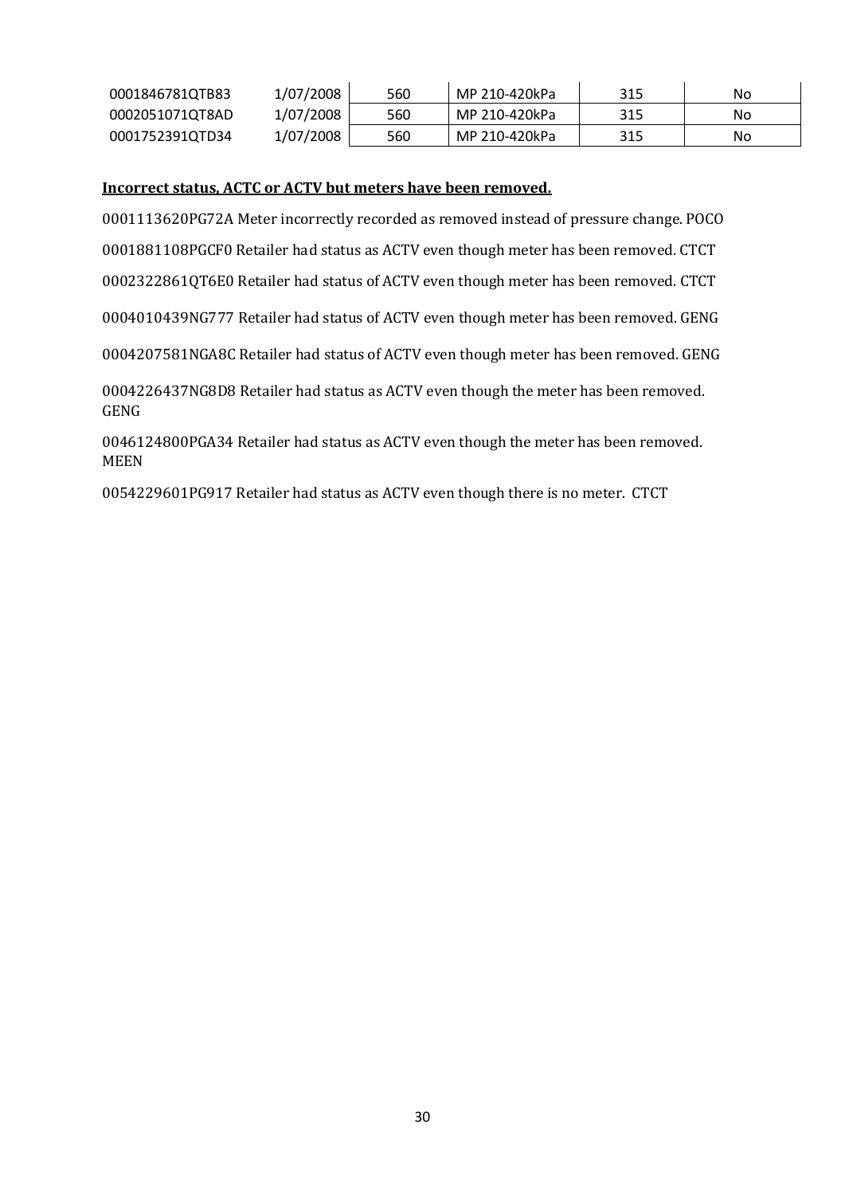| | | | | | |
|---|---|---|---|---|---|
| 0001846781QTB83 | 1/07/2008 | 560 | MP 210-420kPa | 315 | No |
| 0002051071QT8AD | 1/07/2008 | 560 | MP 210-420kPa | 315 | No |
| 0001752391QTD34 | 1/07/2008 | 560 | MP 210-420kPa | 315 | No |

**Incorrect status, ACTC or ACTV but meters have been removed.**

0001113620PG72A Meter incorrectly recorded as removed instead of pressure change. POCO

0001881108PGCF0 Retailer had status as ACTV even though meter has been removed. CTCT

0002322861QT6E0 Retailer had status of ACTV even though meter has been removed. CTCT

0004010439NG777 Retailer had status of ACTV even though meter has been removed. GENG

0004207581NGA8C Retailer had status of ACTV even though meter has been removed. GENG

0004226437NG8D8 Retailer had status as ACTV even though the meter has been removed. GENG

0046124800PGA34 Retailer had status as ACTV even though the meter has been removed. MEEN

0054229601PG917 Retailer had status as ACTV even though there is no meter. CTCT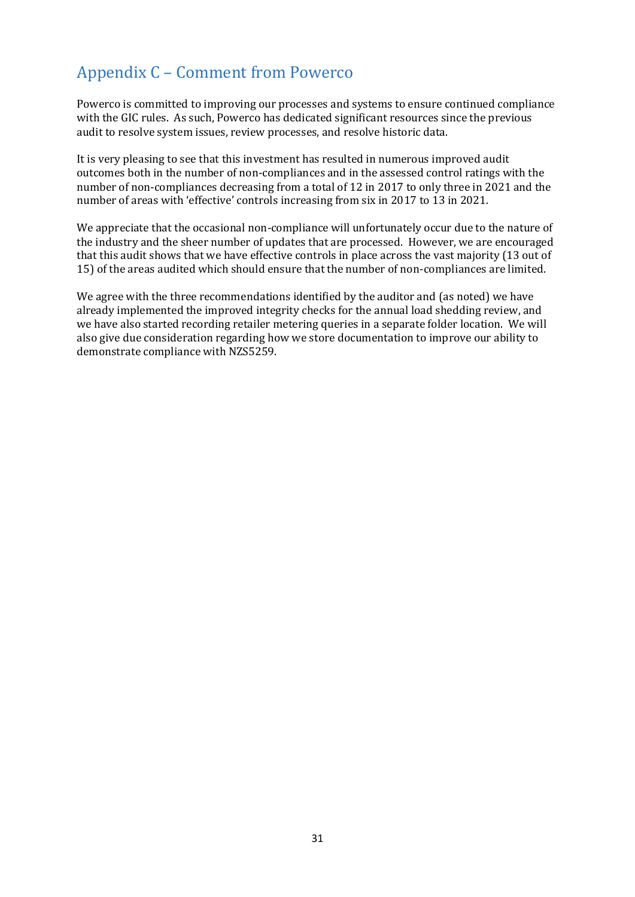# Appendix C – Comment from Powerco

Powerco is committed to improving our processes and systems to ensure continued compliance with the GIC rules. As such, Powerco has dedicated significant resources since the previous audit to resolve system issues, review processes, and resolve historic data.

It is very pleasing to see that this investment has resulted in numerous improved audit outcomes both in the number of non-compliances and in the assessed control ratings with the number of non-compliances decreasing from a total of 12 in 2017 to only three in 2021 and the number of areas with 'effective' controls increasing from six in 2017 to 13 in 2021.

We appreciate that the occasional non-compliance will unfortunately occur due to the nature of the industry and the sheer number of updates that are processed. However, we are encouraged that this audit shows that we have effective controls in place across the vast majority (13 out of 15) of the areas audited which should ensure that the number of non-compliances are limited.

We agree with the three recommendations identified by the auditor and (as noted) we have already implemented the improved integrity checks for the annual load shedding review, and we have also started recording retailer metering queries in a separate folder location. We will also give due consideration regarding how we store documentation to improve our ability to demonstrate compliance with NZS5259.